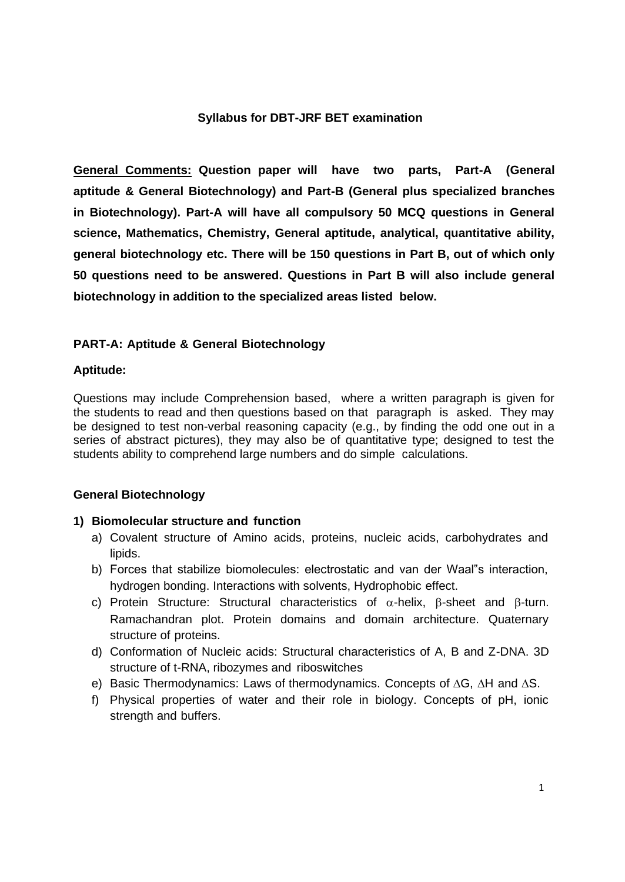# Syllabus for DBT-JRF BET examination

**<u>General Comments:</u> Question paper will have two parts, Part-A (General aptitude & General Biotechnology) and Part-B (General plus specialized branches in Biotechnology). Part-A will have all compulsory 50 MCQ questions in General science, Mathematics, Chemistry, General aptitude, analytical, quantitative ability, general biotechnology etc. There will be 150 questions in Part B, out of which only 50 questions need to be answered. Questions in Part B will also include general biotechnology in addition to the specialized areas listed below.**

## PART-A: Aptitude & General Biotechnology

### Aptitude:

Questions may include Comprehension based, where a written paragraph is given for the students to read and then questions based on that paragraph is asked. They may be designed to test non-verbal reasoning capacity (e.g., by finding the odd one out in a series of abstract pictures), they may also be of quantitative type; designed to test the students ability to comprehend large numbers and do simple calculations.

### General Biotechnology

**1) Biomolecular structure and function**

a) Covalent structure of Amino acids, proteins, nucleic acids, carbohydrates and lipids.

b) Forces that stabilize biomolecules: electrostatic and van der Waal"s interaction, hydrogen bonding. Interactions with solvents, Hydrophobic effect.

c) Protein Structure: Structural characteristics of $\alpha$-helix, $\beta$-sheet and $\beta$-turn. Ramachandran plot. Protein domains and domain architecture. Quaternary structure of proteins.

d) Conformation of Nucleic acids: Structural characteristics of A, B and Z-DNA. 3D structure of t-RNA, ribozymes and riboswitches

e) Basic Thermodynamics: Laws of thermodynamics. Concepts of $\Delta G$, $\Delta H$ and $\Delta S$.

f) Physical properties of water and their role in biology. Concepts of pH, ionic strength and buffers.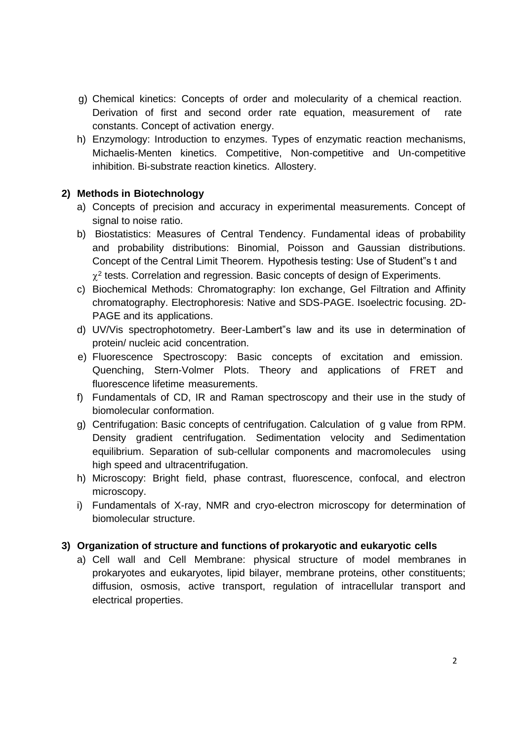g) Chemical kinetics: Concepts of order and molecularity of a chemical reaction. Derivation of first and second order rate equation, measurement of rate constants. Concept of activation energy.

h) Enzymology: Introduction to enzymes. Types of enzymatic reaction mechanisms, Michaelis-Menten kinetics. Competitive, Non-competitive and Un-competitive inhibition. Bi-substrate reaction kinetics. Allostery.

**2) Methods in Biotechnology**

a) Concepts of precision and accuracy in experimental measurements. Concept of signal to noise ratio.

b) Biostatistics: Measures of Central Tendency. Fundamental ideas of probability and probability distributions: Binomial, Poisson and Gaussian distributions. Concept of the Central Limit Theorem. Hypothesis testing: Use of Student"s t and $\chi^2$ tests. Correlation and regression. Basic concepts of design of Experiments.

c) Biochemical Methods: Chromatography: Ion exchange, Gel Filtration and Affinity chromatography. Electrophoresis: Native and SDS-PAGE. Isoelectric focusing. 2D-PAGE and its applications.

d) UV/Vis spectrophotometry. Beer-Lambert"s law and its use in determination of protein/ nucleic acid concentration.

e) Fluorescence Spectroscopy: Basic concepts of excitation and emission. Quenching, Stern-Volmer Plots. Theory and applications of FRET and fluorescence lifetime measurements.

f) Fundamentals of CD, IR and Raman spectroscopy and their use in the study of biomolecular conformation.

g) Centrifugation: Basic concepts of centrifugation. Calculation of g value from RPM. Density gradient centrifugation. Sedimentation velocity and Sedimentation equilibrium. Separation of sub-cellular components and macromolecules using high speed and ultracentrifugation.

h) Microscopy: Bright field, phase contrast, fluorescence, confocal, and electron microscopy.

i) Fundamentals of X-ray, NMR and cryo-electron microscopy for determination of biomolecular structure.

**3) Organization of structure and functions of prokaryotic and eukaryotic cells**

a) Cell wall and Cell Membrane: physical structure of model membranes in prokaryotes and eukaryotes, lipid bilayer, membrane proteins, other constituents; diffusion, osmosis, active transport, regulation of intracellular transport and electrical properties.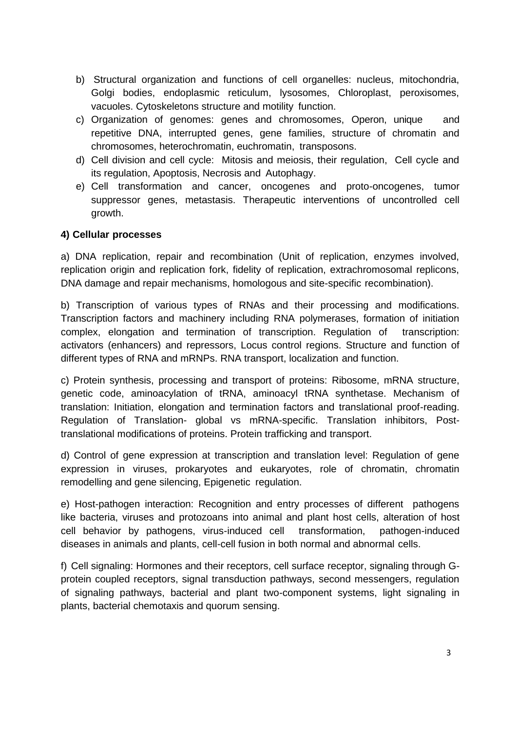b) Structural organization and functions of cell organelles: nucleus, mitochondria, Golgi bodies, endoplasmic reticulum, lysosomes, Chloroplast, peroxisomes, vacuoles. Cytoskeletons structure and motility function.

c) Organization of genomes: genes and chromosomes, Operon, unique and repetitive DNA, interrupted genes, gene families, structure of chromatin and chromosomes, heterochromatin, euchromatin, transposons.

d) Cell division and cell cycle: Mitosis and meiosis, their regulation, Cell cycle and its regulation, Apoptosis, Necrosis and Autophagy.

e) Cell transformation and cancer, oncogenes and proto-oncogenes, tumor suppressor genes, metastasis. Therapeutic interventions of uncontrolled cell growth.

**4) Cellular processes**

a) DNA replication, repair and recombination (Unit of replication, enzymes involved, replication origin and replication fork, fidelity of replication, extrachromosomal replicons, DNA damage and repair mechanisms, homologous and site-specific recombination).

b) Transcription of various types of RNAs and their processing and modifications. Transcription factors and machinery including RNA polymerases, formation of initiation complex, elongation and termination of transcription. Regulation of transcription: activators (enhancers) and repressors, Locus control regions. Structure and function of different types of RNA and mRNPs. RNA transport, localization and function.

c) Protein synthesis, processing and transport of proteins: Ribosome, mRNA structure, genetic code, aminoacylation of tRNA, aminoacyl tRNA synthetase. Mechanism of translation: Initiation, elongation and termination factors and translational proof-reading. Regulation of Translation- global vs mRNA-specific. Translation inhibitors, Post-translational modifications of proteins. Protein trafficking and transport.

d) Control of gene expression at transcription and translation level: Regulation of gene expression in viruses, prokaryotes and eukaryotes, role of chromatin, chromatin remodelling and gene silencing, Epigenetic regulation.

e) Host-pathogen interaction: Recognition and entry processes of different pathogens like bacteria, viruses and protozoans into animal and plant host cells, alteration of host cell behavior by pathogens, virus-induced cell transformation, pathogen-induced diseases in animals and plants, cell-cell fusion in both normal and abnormal cells.

f) Cell signaling: Hormones and their receptors, cell surface receptor, signaling through G-protein coupled receptors, signal transduction pathways, second messengers, regulation of signaling pathways, bacterial and plant two-component systems, light signaling in plants, bacterial chemotaxis and quorum sensing.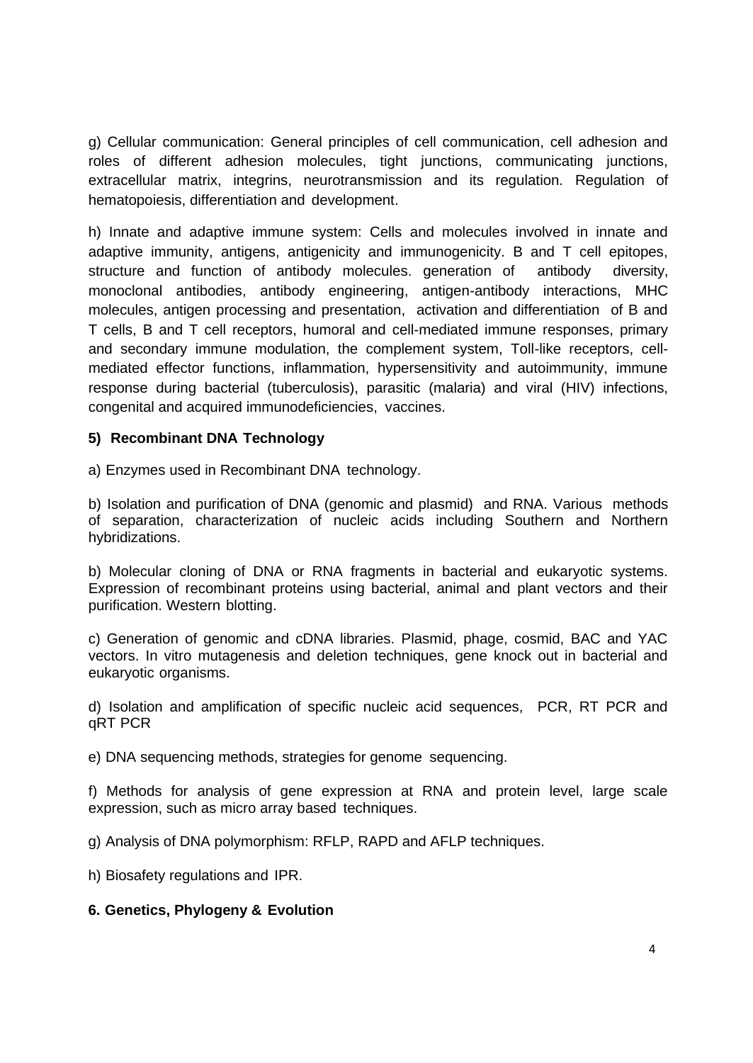g) Cellular communication: General principles of cell communication, cell adhesion and roles of different adhesion molecules, tight junctions, communicating junctions, extracellular matrix, integrins, neurotransmission and its regulation. Regulation of hematopoiesis, differentiation and development.

h) Innate and adaptive immune system: Cells and molecules involved in innate and adaptive immunity, antigens, antigenicity and immunogenicity. B and T cell epitopes, structure and function of antibody molecules. generation of antibody diversity, monoclonal antibodies, antibody engineering, antigen-antibody interactions, MHC molecules, antigen processing and presentation, activation and differentiation of B and T cells, B and T cell receptors, humoral and cell-mediated immune responses, primary and secondary immune modulation, the complement system, Toll-like receptors, cell-mediated effector functions, inflammation, hypersensitivity and autoimmunity, immune response during bacterial (tuberculosis), parasitic (malaria) and viral (HIV) infections, congenital and acquired immunodeficiencies, vaccines.

**5) Recombinant DNA Technology**

a) Enzymes used in Recombinant DNA technology.

b) Isolation and purification of DNA (genomic and plasmid) and RNA. Various methods of separation, characterization of nucleic acids including Southern and Northern hybridizations.

b) Molecular cloning of DNA or RNA fragments in bacterial and eukaryotic systems. Expression of recombinant proteins using bacterial, animal and plant vectors and their purification. Western blotting.

c) Generation of genomic and cDNA libraries. Plasmid, phage, cosmid, BAC and YAC vectors. In vitro mutagenesis and deletion techniques, gene knock out in bacterial and eukaryotic organisms.

d) Isolation and amplification of specific nucleic acid sequences, PCR, RT PCR and qRT PCR

e) DNA sequencing methods, strategies for genome sequencing.

f) Methods for analysis of gene expression at RNA and protein level, large scale expression, such as micro array based techniques.

g) Analysis of DNA polymorphism: RFLP, RAPD and AFLP techniques.

h) Biosafety regulations and IPR.

**6. Genetics, Phylogeny & Evolution**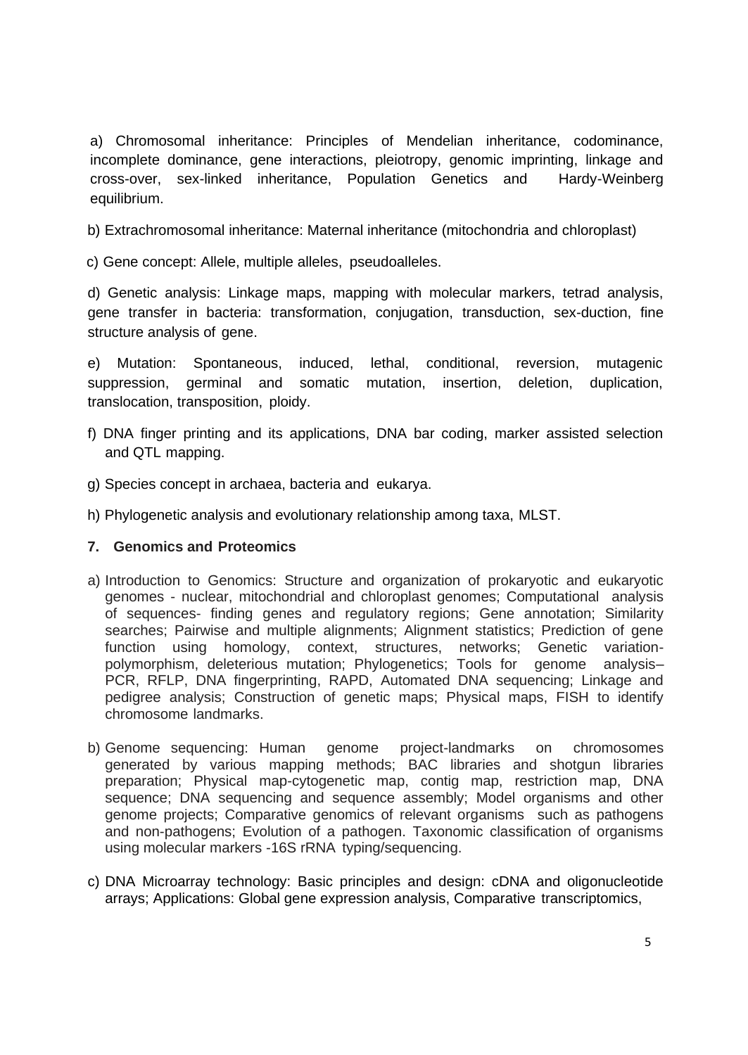a) Chromosomal inheritance: Principles of Mendelian inheritance, codominance, incomplete dominance, gene interactions, pleiotropy, genomic imprinting, linkage and cross-over, sex-linked inheritance, Population Genetics and Hardy-Weinberg equilibrium.

b) Extrachromosomal inheritance: Maternal inheritance (mitochondria and chloroplast)

c) Gene concept: Allele, multiple alleles, pseudoalleles.

d) Genetic analysis: Linkage maps, mapping with molecular markers, tetrad analysis, gene transfer in bacteria: transformation, conjugation, transduction, sex-duction, fine structure analysis of gene.

e) Mutation: Spontaneous, induced, lethal, conditional, reversion, mutagenic suppression, germinal and somatic mutation, insertion, deletion, duplication, translocation, transposition, ploidy.

f) DNA finger printing and its applications, DNA bar coding, marker assisted selection and QTL mapping.

g) Species concept in archaea, bacteria and eukarya.

h) Phylogenetic analysis and evolutionary relationship among taxa, MLST.

**7. Genomics and Proteomics**

a) Introduction to Genomics: Structure and organization of prokaryotic and eukaryotic genomes - nuclear, mitochondrial and chloroplast genomes; Computational analysis of sequences- finding genes and regulatory regions; Gene annotation; Similarity searches; Pairwise and multiple alignments; Alignment statistics; Prediction of gene function using homology, context, structures, networks; Genetic variation-polymorphism, deleterious mutation; Phylogenetics; Tools for genome analysis– PCR, RFLP, DNA fingerprinting, RAPD, Automated DNA sequencing; Linkage and pedigree analysis; Construction of genetic maps; Physical maps, FISH to identify chromosome landmarks.

b) Genome sequencing: Human genome project-landmarks on chromosomes generated by various mapping methods; BAC libraries and shotgun libraries preparation; Physical map-cytogenetic map, contig map, restriction map, DNA sequence; DNA sequencing and sequence assembly; Model organisms and other genome projects; Comparative genomics of relevant organisms such as pathogens and non-pathogens; Evolution of a pathogen. Taxonomic classification of organisms using molecular markers -16S rRNA typing/sequencing.

c) DNA Microarray technology: Basic principles and design: cDNA and oligonucleotide arrays; Applications: Global gene expression analysis, Comparative transcriptomics,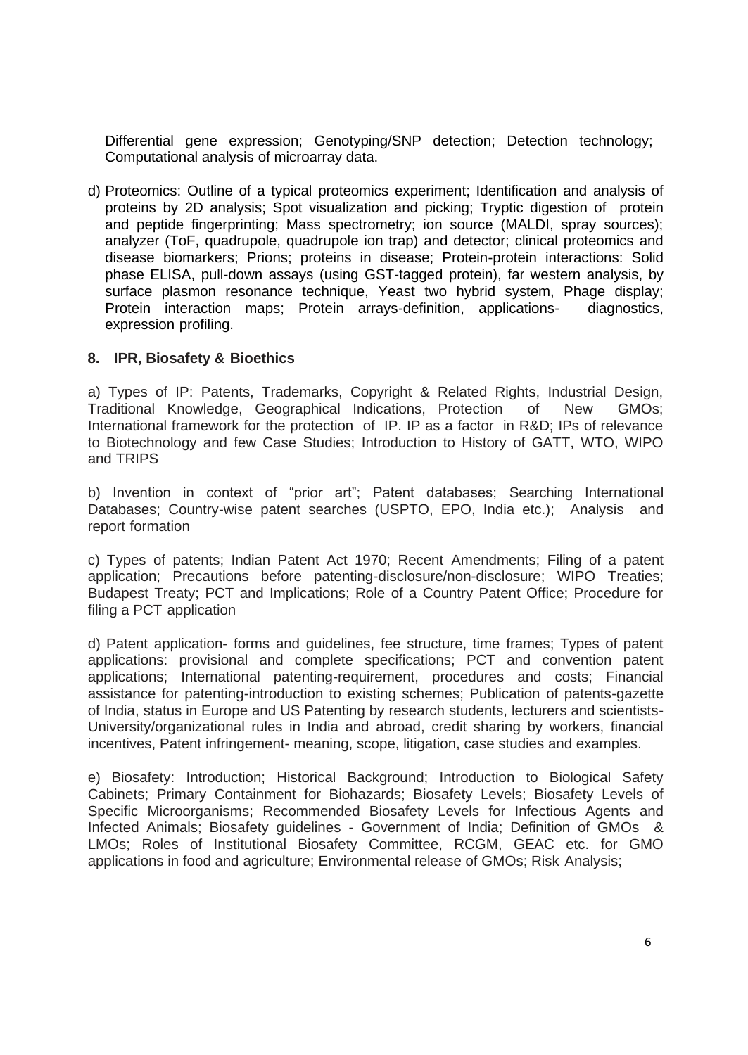Differential gene expression; Genotyping/SNP detection; Detection technology; Computational analysis of microarray data.

d) Proteomics: Outline of a typical proteomics experiment; Identification and analysis of proteins by 2D analysis; Spot visualization and picking; Tryptic digestion of protein and peptide fingerprinting; Mass spectrometry; ion source (MALDI, spray sources); analyzer (ToF, quadrupole, quadrupole ion trap) and detector; clinical proteomics and disease biomarkers; Prions; proteins in disease; Protein-protein interactions: Solid phase ELISA, pull-down assays (using GST-tagged protein), far western analysis, by surface plasmon resonance technique, Yeast two hybrid system, Phage display; Protein interaction maps; Protein arrays-definition, applications- diagnostics, expression profiling.

**8. IPR, Biosafety & Bioethics**

a) Types of IP: Patents, Trademarks, Copyright & Related Rights, Industrial Design, Traditional Knowledge, Geographical Indications, Protection of New GMOs; International framework for the protection of IP. IP as a factor in R&D; IPs of relevance to Biotechnology and few Case Studies; Introduction to History of GATT, WTO, WIPO and TRIPS

b) Invention in context of "prior art"; Patent databases; Searching International Databases; Country-wise patent searches (USPTO, EPO, India etc.); Analysis and report formation

c) Types of patents; Indian Patent Act 1970; Recent Amendments; Filing of a patent application; Precautions before patenting-disclosure/non-disclosure; WIPO Treaties; Budapest Treaty; PCT and Implications; Role of a Country Patent Office; Procedure for filing a PCT application

d) Patent application- forms and guidelines, fee structure, time frames; Types of patent applications: provisional and complete specifications; PCT and convention patent applications; International patenting-requirement, procedures and costs; Financial assistance for patenting-introduction to existing schemes; Publication of patents-gazette of India, status in Europe and US Patenting by research students, lecturers and scientists-University/organizational rules in India and abroad, credit sharing by workers, financial incentives, Patent infringement- meaning, scope, litigation, case studies and examples.

e) Biosafety: Introduction; Historical Background; Introduction to Biological Safety Cabinets; Primary Containment for Biohazards; Biosafety Levels; Biosafety Levels of Specific Microorganisms; Recommended Biosafety Levels for Infectious Agents and Infected Animals; Biosafety guidelines - Government of India; Definition of GMOs & LMOs; Roles of Institutional Biosafety Committee, RCGM, GEAC etc. for GMO applications in food and agriculture; Environmental release of GMOs; Risk Analysis;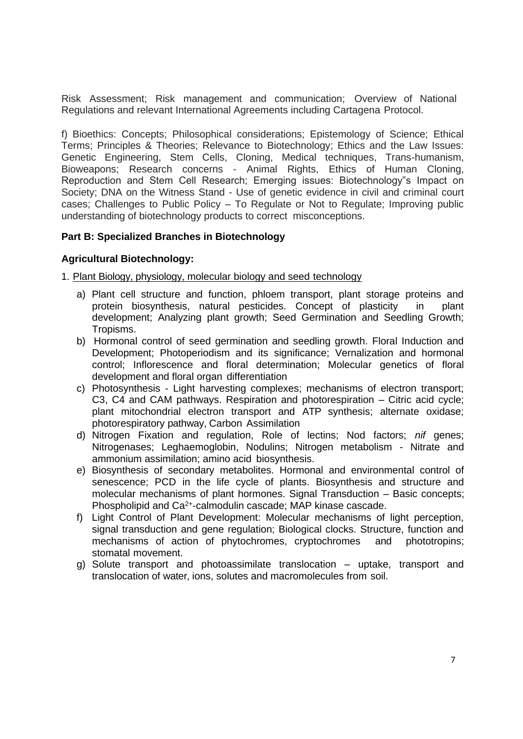Risk Assessment; Risk management and communication; Overview of National Regulations and relevant International Agreements including Cartagena Protocol.

f) Bioethics: Concepts; Philosophical considerations; Epistemology of Science; Ethical Terms; Principles & Theories; Relevance to Biotechnology; Ethics and the Law Issues: Genetic Engineering, Stem Cells, Cloning, Medical techniques, Trans-humanism, Bioweapons; Research concerns - Animal Rights, Ethics of Human Cloning, Reproduction and Stem Cell Research; Emerging issues: Biotechnology"s Impact on Society; DNA on the Witness Stand - Use of genetic evidence in civil and criminal court cases; Challenges to Public Policy – To Regulate or Not to Regulate; Improving public understanding of biotechnology products to correct misconceptions.

**Part B: Specialized Branches in Biotechnology**

**Agricultural Biotechnology:**

1. Plant Biology, physiology, molecular biology and seed technology

   a) Plant cell structure and function, phloem transport, plant storage proteins and protein biosynthesis, natural pesticides. Concept of plasticity in plant development; Analyzing plant growth; Seed Germination and Seedling Growth; Tropisms.
   b) Hormonal control of seed germination and seedling growth. Floral Induction and Development; Photoperiodism and its significance; Vernalization and hormonal control; Inflorescence and floral determination; Molecular genetics of floral development and floral organ differentiation
   c) Photosynthesis - Light harvesting complexes; mechanisms of electron transport; C3, C4 and CAM pathways. Respiration and photorespiration – Citric acid cycle; plant mitochondrial electron transport and ATP synthesis; alternate oxidase; photorespiratory pathway, Carbon Assimilation
   d) Nitrogen Fixation and regulation, Role of lectins; Nod factors; *nif* genes; Nitrogenases; Leghaemoglobin, Nodulins; Nitrogen metabolism - Nitrate and ammonium assimilation; amino acid biosynthesis.
   e) Biosynthesis of secondary metabolites. Hormonal and environmental control of senescence; PCD in the life cycle of plants. Biosynthesis and structure and molecular mechanisms of plant hormones. Signal Transduction – Basic concepts; Phospholipid and $Ca^{2+}$-calmodulin cascade; MAP kinase cascade.
   f) Light Control of Plant Development: Molecular mechanisms of light perception, signal transduction and gene regulation; Biological clocks. Structure, function and mechanisms of action of phytochromes, cryptochromes and phototropins; stomatal movement.
   g) Solute transport and photoassimilate translocation – uptake, transport and translocation of water, ions, solutes and macromolecules from soil.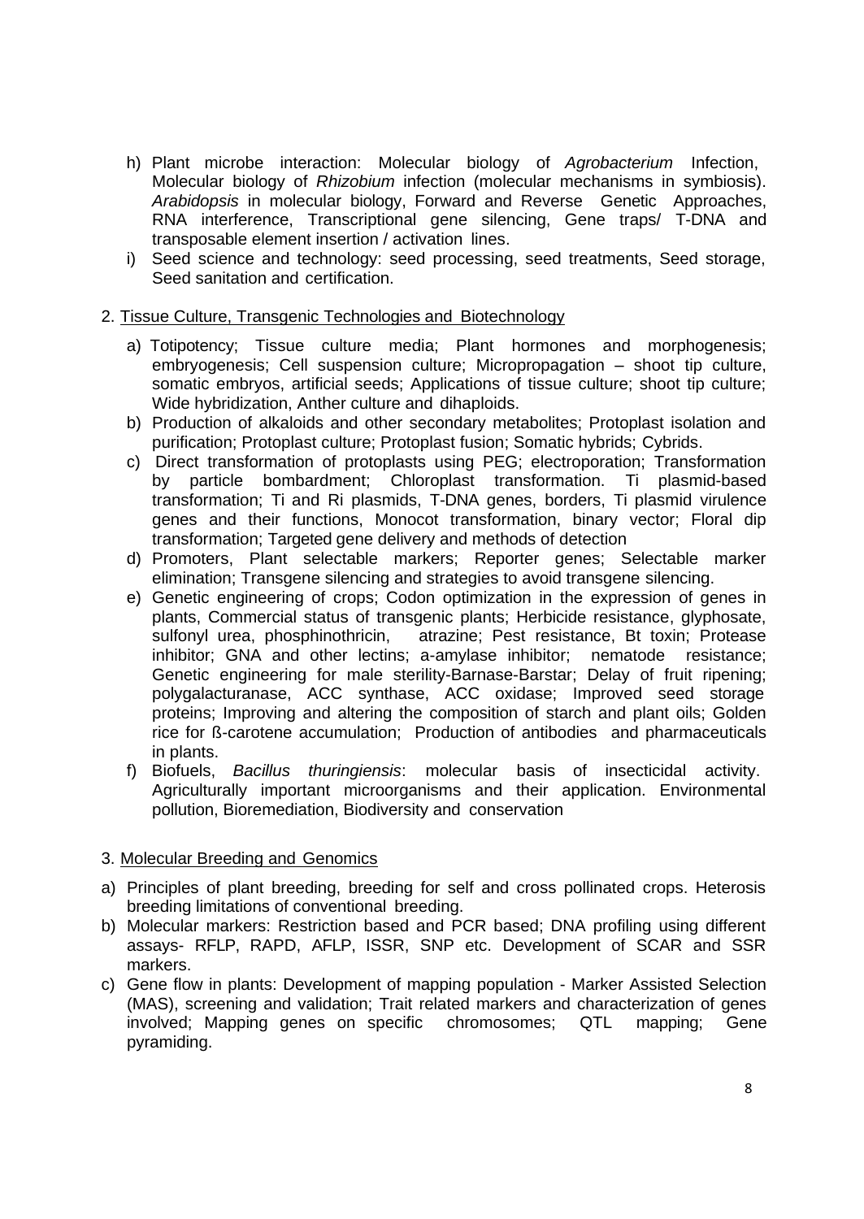h) Plant microbe interaction: Molecular biology of *Agrobacterium* Infection, Molecular biology of *Rhizobium* infection (molecular mechanisms in symbiosis). *Arabidopsis* in molecular biology, Forward and Reverse Genetic Approaches, RNA interference, Transcriptional gene silencing, Gene traps/ T-DNA and transposable element insertion / activation lines.

i) Seed science and technology: seed processing, seed treatments, Seed storage, Seed sanitation and certification.

2. <u>Tissue Culture, Transgenic Technologies and Biotechnology</u>

a) Totipotency; Tissue culture media; Plant hormones and morphogenesis; embryogenesis; Cell suspension culture; Micropropagation – shoot tip culture, somatic embryos, artificial seeds; Applications of tissue culture; shoot tip culture; Wide hybridization, Anther culture and dihaploids.

b) Production of alkaloids and other secondary metabolites; Protoplast isolation and purification; Protoplast culture; Protoplast fusion; Somatic hybrids; Cybrids.

c) Direct transformation of protoplasts using PEG; electroporation; Transformation by particle bombardment; Chloroplast transformation. Ti plasmid-based transformation; Ti and Ri plasmids, T-DNA genes, borders, Ti plasmid virulence genes and their functions, Monocot transformation, binary vector; Floral dip transformation; Targeted gene delivery and methods of detection

d) Promoters, Plant selectable markers; Reporter genes; Selectable marker elimination; Transgene silencing and strategies to avoid transgene silencing.

e) Genetic engineering of crops; Codon optimization in the expression of genes in plants, Commercial status of transgenic plants; Herbicide resistance, glyphosate, sulfonyl urea, phosphinothricin, atrazine; Pest resistance, Bt toxin; Protease inhibitor; GNA and other lectins; a-amylase inhibitor; nematode resistance; Genetic engineering for male sterility-Barnase-Barstar; Delay of fruit ripening; polygalacturanase, ACC synthase, ACC oxidase; Improved seed storage proteins; Improving and altering the composition of starch and plant oils; Golden rice for ß-carotene accumulation; Production of antibodies and pharmaceuticals in plants.

f) Biofuels, *Bacillus thuringiensis*: molecular basis of insecticidal activity. Agriculturally important microorganisms and their application. Environmental pollution, Bioremediation, Biodiversity and conservation

3. <u>Molecular Breeding and Genomics</u>

a) Principles of plant breeding, breeding for self and cross pollinated crops. Heterosis breeding limitations of conventional breeding.

b) Molecular markers: Restriction based and PCR based; DNA profiling using different assays- RFLP, RAPD, AFLP, ISSR, SNP etc. Development of SCAR and SSR markers.

c) Gene flow in plants: Development of mapping population - Marker Assisted Selection (MAS), screening and validation; Trait related markers and characterization of genes involved; Mapping genes on specific chromosomes; QTL mapping; Gene pyramiding.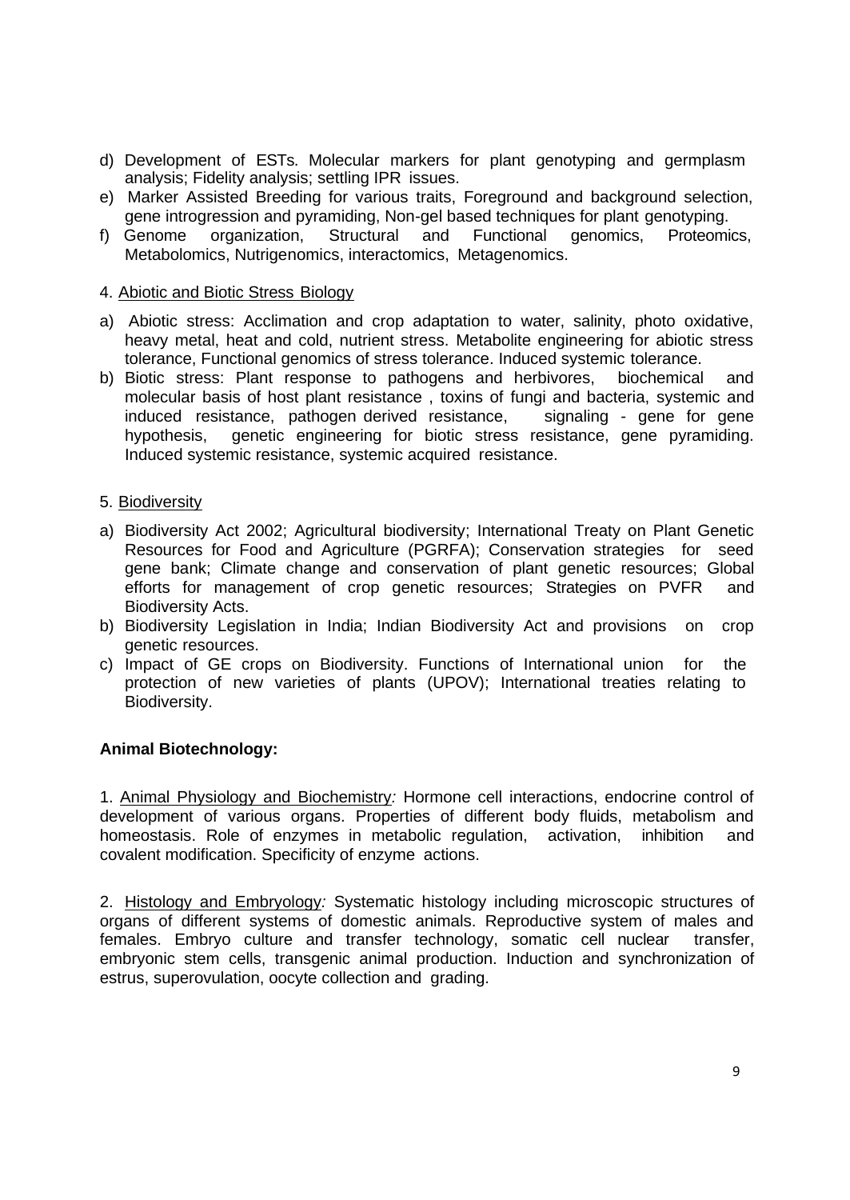d) Development of ESTs. Molecular markers for plant genotyping and germplasm analysis; Fidelity analysis; settling IPR issues.
e) Marker Assisted Breeding for various traits, Foreground and background selection, gene introgression and pyramiding, Non-gel based techniques for plant genotyping.
f) Genome organization, Structural and Functional genomics, Proteomics, Metabolomics, Nutrigenomics, interactomics, Metagenomics.

4. Abiotic and Biotic Stress Biology

a) Abiotic stress: Acclimation and crop adaptation to water, salinity, photo oxidative, heavy metal, heat and cold, nutrient stress. Metabolite engineering for abiotic stress tolerance, Functional genomics of stress tolerance. Induced systemic tolerance.
b) Biotic stress: Plant response to pathogens and herbivores, biochemical and molecular basis of host plant resistance , toxins of fungi and bacteria, systemic and induced resistance, pathogen derived resistance, signaling - gene for gene hypothesis, genetic engineering for biotic stress resistance, gene pyramiding. Induced systemic resistance, systemic acquired resistance.

5. Biodiversity

a) Biodiversity Act 2002; Agricultural biodiversity; International Treaty on Plant Genetic Resources for Food and Agriculture (PGRFA); Conservation strategies for seed gene bank; Climate change and conservation of plant genetic resources; Global efforts for management of crop genetic resources; Strategies on PVFR and Biodiversity Acts.
b) Biodiversity Legislation in India; Indian Biodiversity Act and provisions on crop genetic resources.
c) Impact of GE crops on Biodiversity. Functions of International union for the protection of new varieties of plants (UPOV); International treaties relating to Biodiversity.

**Animal Biotechnology:**

1. Animal Physiology and Biochemistry*:* Hormone cell interactions, endocrine control of development of various organs. Properties of different body fluids, metabolism and homeostasis. Role of enzymes in metabolic regulation, activation, inhibition and covalent modification. Specificity of enzyme actions.

2. Histology and Embryology*:* Systematic histology including microscopic structures of organs of different systems of domestic animals. Reproductive system of males and females. Embryo culture and transfer technology, somatic cell nuclear transfer, embryonic stem cells, transgenic animal production. Induction and synchronization of estrus, superovulation, oocyte collection and grading.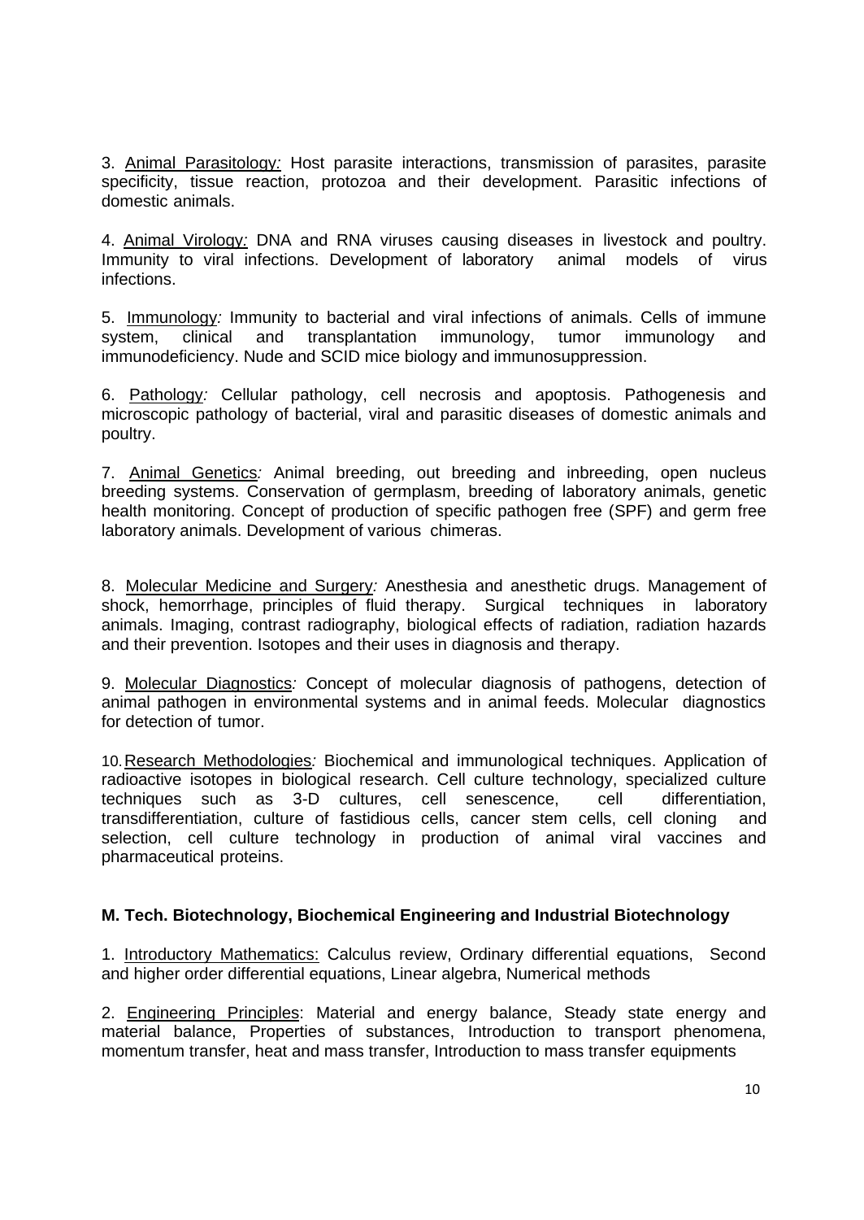3. Animal Parasitology: Host parasite interactions, transmission of parasites, parasite specificity, tissue reaction, protozoa and their development. Parasitic infections of domestic animals.

4. Animal Virology: DNA and RNA viruses causing diseases in livestock and poultry. Immunity to viral infections. Development of laboratory animal models of virus infections.

5. Immunology: Immunity to bacterial and viral infections of animals. Cells of immune system, clinical and transplantation immunology, tumor immunology and immunodeficiency. Nude and SCID mice biology and immunosuppression.

6. Pathology: Cellular pathology, cell necrosis and apoptosis. Pathogenesis and microscopic pathology of bacterial, viral and parasitic diseases of domestic animals and poultry.

7. Animal Genetics: Animal breeding, out breeding and inbreeding, open nucleus breeding systems. Conservation of germplasm, breeding of laboratory animals, genetic health monitoring. Concept of production of specific pathogen free (SPF) and germ free laboratory animals. Development of various chimeras.

8. Molecular Medicine and Surgery: Anesthesia and anesthetic drugs. Management of shock, hemorrhage, principles of fluid therapy. Surgical techniques in laboratory animals. Imaging, contrast radiography, biological effects of radiation, radiation hazards and their prevention. Isotopes and their uses in diagnosis and therapy.

9. Molecular Diagnostics: Concept of molecular diagnosis of pathogens, detection of animal pathogen in environmental systems and in animal feeds. Molecular diagnostics for detection of tumor.

10. Research Methodologies: Biochemical and immunological techniques. Application of radioactive isotopes in biological research. Cell culture technology, specialized culture techniques such as 3-D cultures, cell senescence, cell differentiation, transdifferentiation, culture of fastidious cells, cancer stem cells, cell cloning and selection, cell culture technology in production of animal viral vaccines and pharmaceutical proteins.

**M. Tech. Biotechnology, Biochemical Engineering and Industrial Biotechnology**

1. Introductory Mathematics: Calculus review, Ordinary differential equations, Second and higher order differential equations, Linear algebra, Numerical methods

2. Engineering Principles: Material and energy balance, Steady state energy and material balance, Properties of substances, Introduction to transport phenomena, momentum transfer, heat and mass transfer, Introduction to mass transfer equipments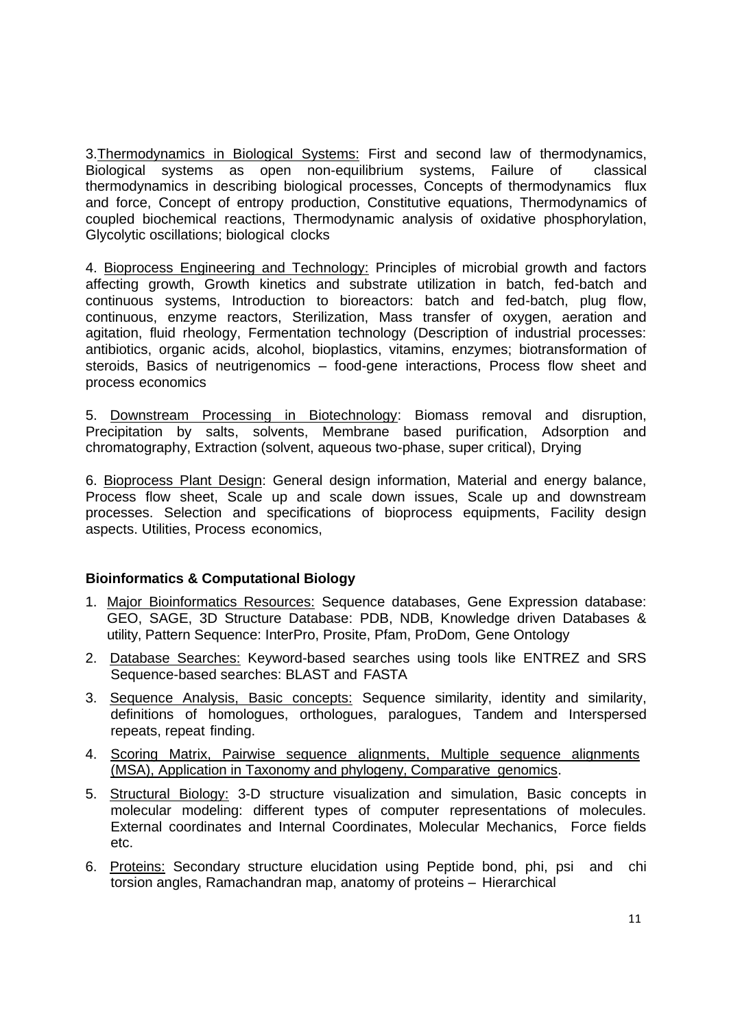3. Thermodynamics in Biological Systems: First and second law of thermodynamics, Biological systems as open non-equilibrium systems, Failure of classical thermodynamics in describing biological processes, Concepts of thermodynamics flux and force, Concept of entropy production, Constitutive equations, Thermodynamics of coupled biochemical reactions, Thermodynamic analysis of oxidative phosphorylation, Glycolytic oscillations; biological clocks

4. Bioprocess Engineering and Technology: Principles of microbial growth and factors affecting growth, Growth kinetics and substrate utilization in batch, fed-batch and continuous systems, Introduction to bioreactors: batch and fed-batch, plug flow, continuous, enzyme reactors, Sterilization, Mass transfer of oxygen, aeration and agitation, fluid rheology, Fermentation technology (Description of industrial processes: antibiotics, organic acids, alcohol, bioplastics, vitamins, enzymes; biotransformation of steroids, Basics of neutrigenomics – food-gene interactions, Process flow sheet and process economics

5. Downstream Processing in Biotechnology: Biomass removal and disruption, Precipitation by salts, solvents, Membrane based purification, Adsorption and chromatography, Extraction (solvent, aqueous two-phase, super critical), Drying

6. Bioprocess Plant Design: General design information, Material and energy balance, Process flow sheet, Scale up and scale down issues, Scale up and downstream processes. Selection and specifications of bioprocess equipments, Facility design aspects. Utilities, Process economics,

**Bioinformatics & Computational Biology**

1. Major Bioinformatics Resources: Sequence databases, Gene Expression database: GEO, SAGE, 3D Structure Database: PDB, NDB, Knowledge driven Databases & utility, Pattern Sequence: InterPro, Prosite, Pfam, ProDom, Gene Ontology
2. Database Searches: Keyword-based searches using tools like ENTREZ and SRS Sequence-based searches: BLAST and FASTA
3. Sequence Analysis, Basic concepts: Sequence similarity, identity and similarity, definitions of homologues, orthologues, paralogues, Tandem and Interspersed repeats, repeat finding.
4. Scoring Matrix, Pairwise sequence alignments, Multiple sequence alignments (MSA), Application in Taxonomy and phylogeny, Comparative genomics.
5. Structural Biology: 3-D structure visualization and simulation, Basic concepts in molecular modeling: different types of computer representations of molecules. External coordinates and Internal Coordinates, Molecular Mechanics, Force fields etc.
6. Proteins: Secondary structure elucidation using Peptide bond, phi, psi and chi torsion angles, Ramachandran map, anatomy of proteins – Hierarchical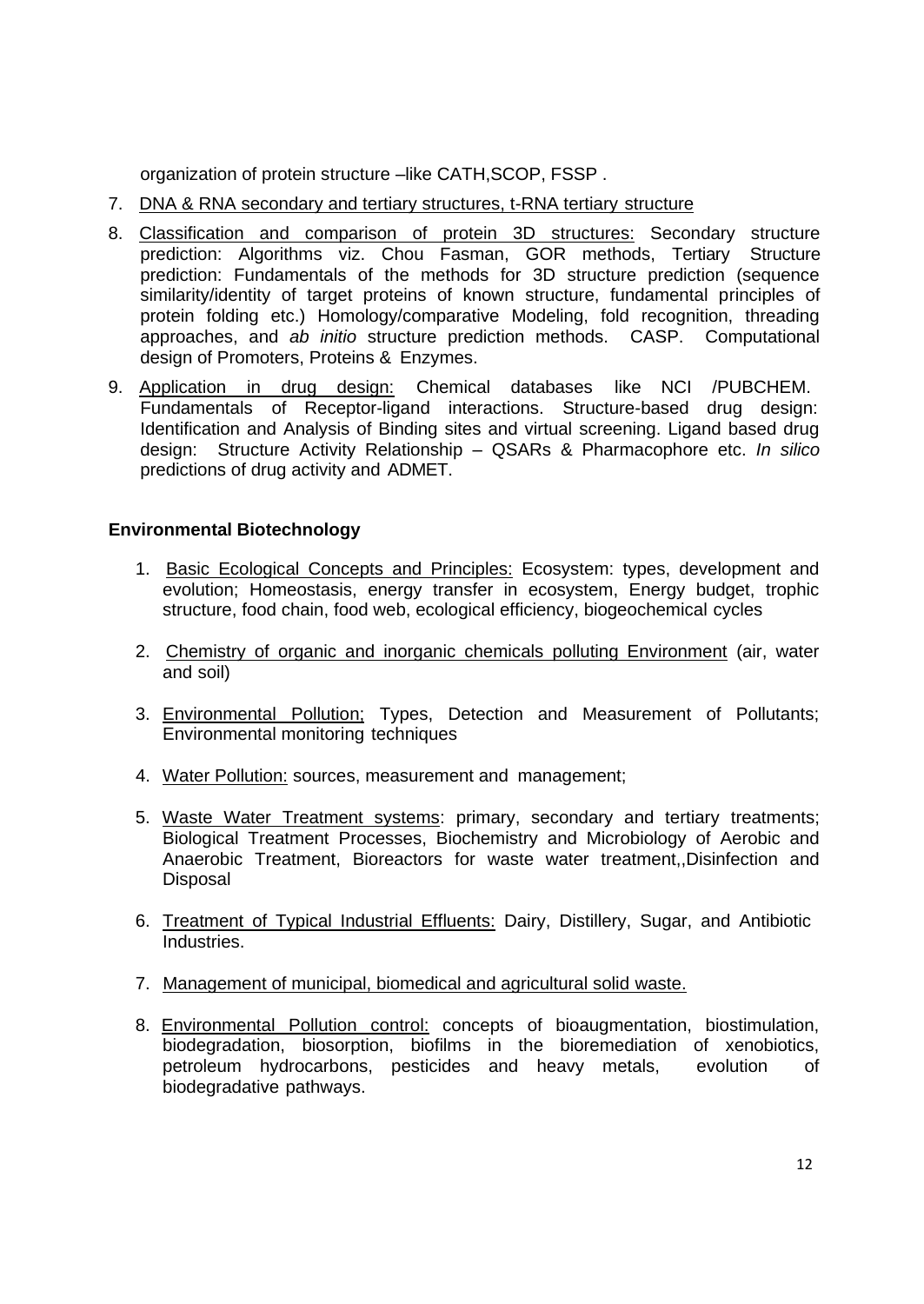organization of protein structure –like CATH,SCOP, FSSP .

7. DNA & RNA secondary and tertiary structures, t-RNA tertiary structure

8. Classification and comparison of protein 3D structures: Secondary structure prediction: Algorithms viz. Chou Fasman, GOR methods, Tertiary Structure prediction: Fundamentals of the methods for 3D structure prediction (sequence similarity/identity of target proteins of known structure, fundamental principles of protein folding etc.) Homology/comparative Modeling, fold recognition, threading approaches, and *ab initio* structure prediction methods. CASP. Computational design of Promoters, Proteins & Enzymes.

9. Application in drug design: Chemical databases like NCI /PUBCHEM. Fundamentals of Receptor-ligand interactions. Structure-based drug design: Identification and Analysis of Binding sites and virtual screening. Ligand based drug design: Structure Activity Relationship – QSARs & Pharmacophore etc. *In silico* predictions of drug activity and ADMET.

**Environmental Biotechnology**

1. Basic Ecological Concepts and Principles: Ecosystem: types, development and evolution; Homeostasis, energy transfer in ecosystem, Energy budget, trophic structure, food chain, food web, ecological efficiency, biogeochemical cycles

2. Chemistry of organic and inorganic chemicals polluting Environment (air, water and soil)

3. Environmental Pollution; Types, Detection and Measurement of Pollutants; Environmental monitoring techniques

4. Water Pollution: sources, measurement and management;

5. Waste Water Treatment systems: primary, secondary and tertiary treatments; Biological Treatment Processes, Biochemistry and Microbiology of Aerobic and Anaerobic Treatment, Bioreactors for waste water treatment,,Disinfection and Disposal

6. Treatment of Typical Industrial Effluents: Dairy, Distillery, Sugar, and Antibiotic Industries.

7. Management of municipal, biomedical and agricultural solid waste.

8. Environmental Pollution control: concepts of bioaugmentation, biostimulation, biodegradation, biosorption, biofilms in the bioremediation of xenobiotics, petroleum hydrocarbons, pesticides and heavy metals, evolution of biodegradative pathways.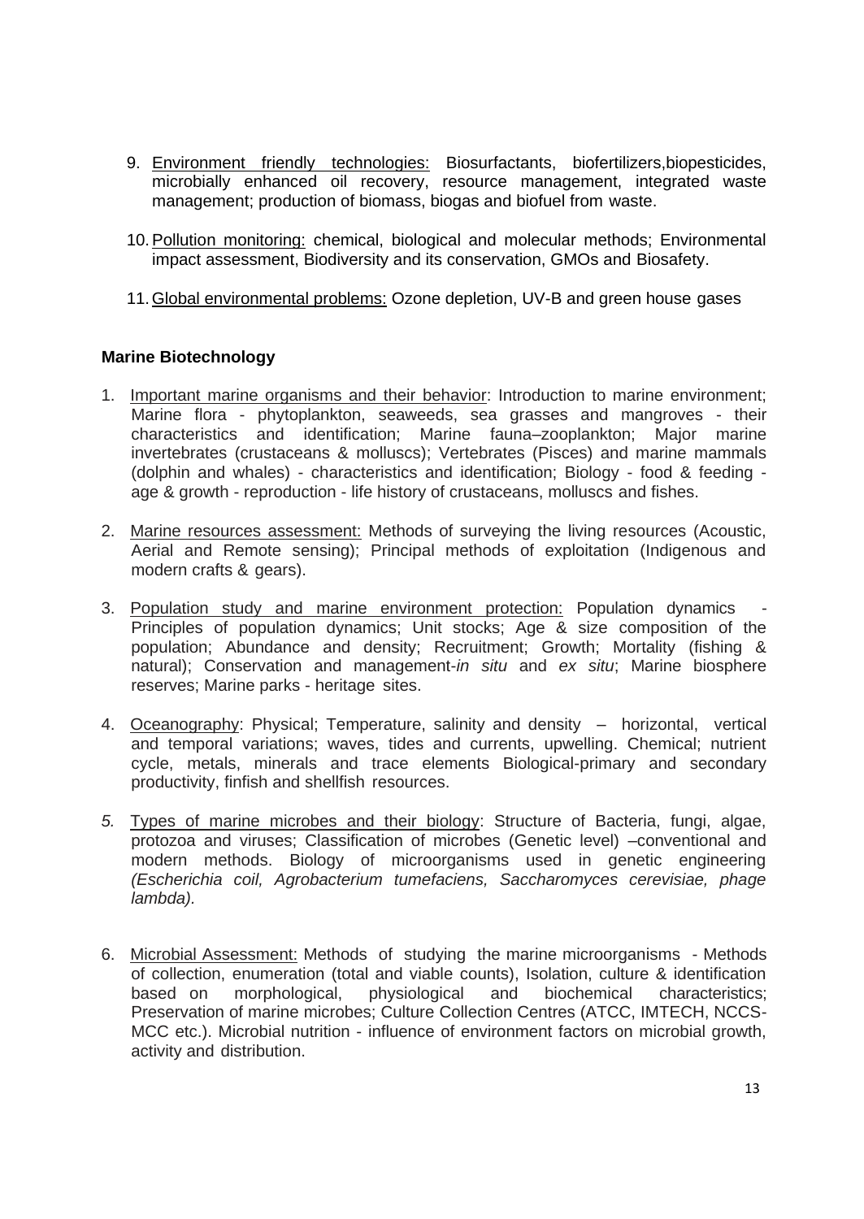9. Environment friendly technologies: Biosurfactants, biofertilizers,biopesticides, microbially enhanced oil recovery, resource management, integrated waste management; production of biomass, biogas and biofuel from waste.

10. Pollution monitoring: chemical, biological and molecular methods; Environmental impact assessment, Biodiversity and its conservation, GMOs and Biosafety.

11. Global environmental problems: Ozone depletion, UV-B and green house gases

**Marine Biotechnology**

1. Important marine organisms and their behavior: Introduction to marine environment; Marine flora - phytoplankton, seaweeds, sea grasses and mangroves - their characteristics and identification; Marine fauna–zooplankton; Major marine invertebrates (crustaceans & molluscs); Vertebrates (Pisces) and marine mammals (dolphin and whales) - characteristics and identification; Biology - food & feeding - age & growth - reproduction - life history of crustaceans, molluscs and fishes.

2. Marine resources assessment: Methods of surveying the living resources (Acoustic, Aerial and Remote sensing); Principal methods of exploitation (Indigenous and modern crafts & gears).

3. Population study and marine environment protection: Population dynamics - Principles of population dynamics; Unit stocks; Age & size composition of the population; Abundance and density; Recruitment; Growth; Mortality (fishing & natural); Conservation and management-*in situ* and *ex situ*; Marine biosphere reserves; Marine parks - heritage sites.

4. Oceanography: Physical; Temperature, salinity and density – horizontal, vertical and temporal variations; waves, tides and currents, upwelling. Chemical; nutrient cycle, metals, minerals and trace elements Biological-primary and secondary productivity, finfish and shellfish resources.

5. Types of marine microbes and their biology: Structure of Bacteria, fungi, algae, protozoa and viruses; Classification of microbes (Genetic level) –conventional and modern methods. Biology of microorganisms used in genetic engineering *(Escherichia coil, Agrobacterium tumefaciens, Saccharomyces cerevisiae, phage lambda).*

6. Microbial Assessment: Methods of studying the marine microorganisms - Methods of collection, enumeration (total and viable counts), Isolation, culture & identification based on morphological, physiological and biochemical characteristics; Preservation of marine microbes; Culture Collection Centres (ATCC, IMTECH, NCCS-MCC etc.). Microbial nutrition - influence of environment factors on microbial growth, activity and distribution.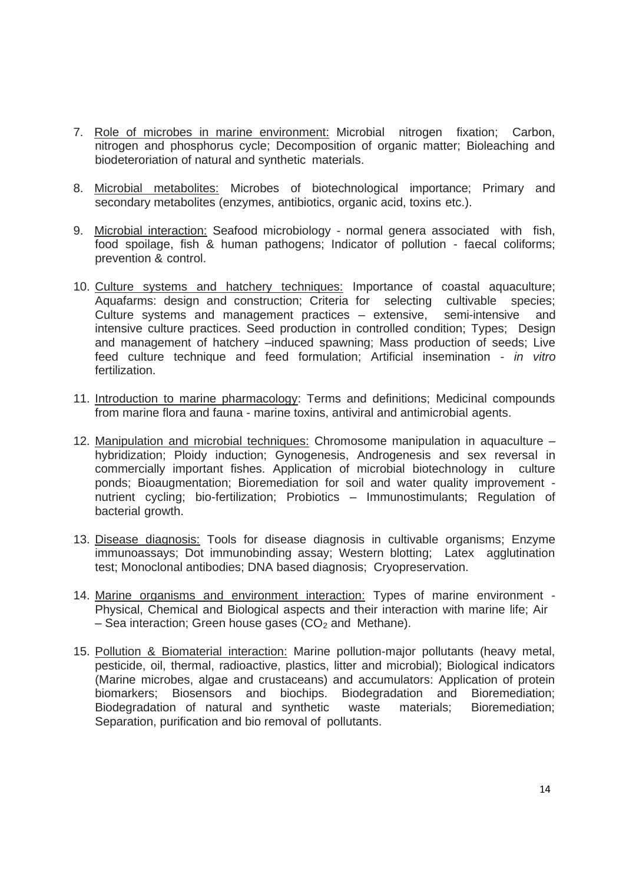7. Role of microbes in marine environment: Microbial nitrogen fixation; Carbon, nitrogen and phosphorus cycle; Decomposition of organic matter; Bioleaching and biodeteroriation of natural and synthetic materials.

8. Microbial metabolites: Microbes of biotechnological importance; Primary and secondary metabolites (enzymes, antibiotics, organic acid, toxins etc.).

9. Microbial interaction: Seafood microbiology - normal genera associated with fish, food spoilage, fish & human pathogens; Indicator of pollution - faecal coliforms; prevention & control.

10. Culture systems and hatchery techniques: Importance of coastal aquaculture; Aquafarms: design and construction; Criteria for selecting cultivable species; Culture systems and management practices – extensive, semi-intensive and intensive culture practices. Seed production in controlled condition; Types; Design and management of hatchery –induced spawning; Mass production of seeds; Live feed culture technique and feed formulation; Artificial insemination - *in vitro* fertilization.

11. Introduction to marine pharmacology: Terms and definitions; Medicinal compounds from marine flora and fauna - marine toxins, antiviral and antimicrobial agents.

12. Manipulation and microbial techniques: Chromosome manipulation in aquaculture – hybridization; Ploidy induction; Gynogenesis, Androgenesis and sex reversal in commercially important fishes. Application of microbial biotechnology in culture ponds; Bioaugmentation; Bioremediation for soil and water quality improvement - nutrient cycling; bio-fertilization; Probiotics – Immunostimulants; Regulation of bacterial growth.

13. Disease diagnosis: Tools for disease diagnosis in cultivable organisms; Enzyme immunoassays; Dot immunobinding assay; Western blotting; Latex agglutination test; Monoclonal antibodies; DNA based diagnosis; Cryopreservation.

14. Marine organisms and environment interaction: Types of marine environment - Physical, Chemical and Biological aspects and their interaction with marine life; Air – Sea interaction; Green house gases ($CO_2$ and Methane).

15. Pollution & Biomaterial interaction: Marine pollution-major pollutants (heavy metal, pesticide, oil, thermal, radioactive, plastics, litter and microbial); Biological indicators (Marine microbes, algae and crustaceans) and accumulators: Application of protein biomarkers; Biosensors and biochips. Biodegradation and Bioremediation; Biodegradation of natural and synthetic waste materials; Bioremediation; Separation, purification and bio removal of pollutants.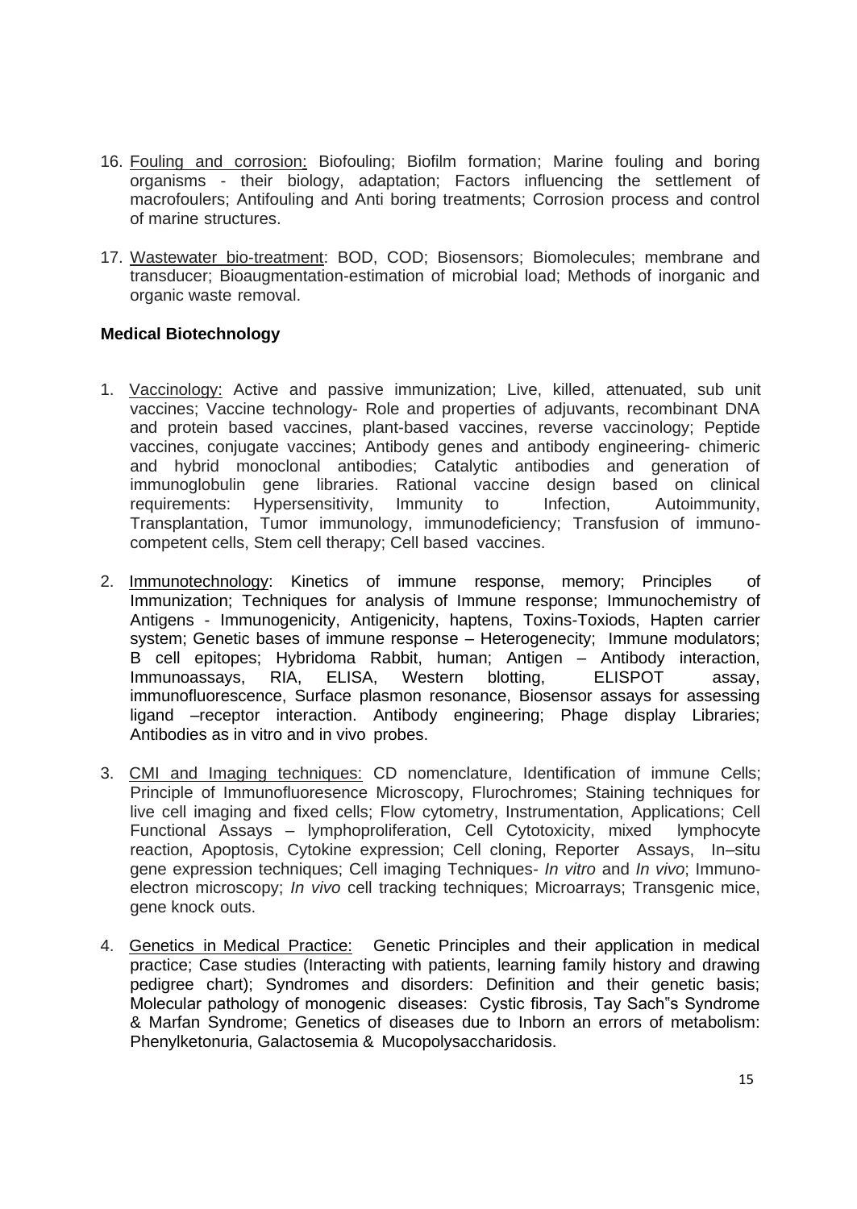16. Fouling and corrosion: Biofouling; Biofilm formation; Marine fouling and boring organisms - their biology, adaptation; Factors influencing the settlement of macrofoulers; Antifouling and Anti boring treatments; Corrosion process and control of marine structures.

17. Wastewater bio-treatment: BOD, COD; Biosensors; Biomolecules; membrane and transducer; Bioaugmentation-estimation of microbial load; Methods of inorganic and organic waste removal.

**Medical Biotechnology**

1. Vaccinology: Active and passive immunization; Live, killed, attenuated, sub unit vaccines; Vaccine technology- Role and properties of adjuvants, recombinant DNA and protein based vaccines, plant-based vaccines, reverse vaccinology; Peptide vaccines, conjugate vaccines; Antibody genes and antibody engineering- chimeric and hybrid monoclonal antibodies; Catalytic antibodies and generation of immunoglobulin gene libraries. Rational vaccine design based on clinical requirements: Hypersensitivity, Immunity to Infection, Autoimmunity, Transplantation, Tumor immunology, immunodeficiency; Transfusion of immuno-competent cells, Stem cell therapy; Cell based vaccines.

2. Immunotechnology: Kinetics of immune response, memory; Principles of Immunization; Techniques for analysis of Immune response; Immunochemistry of Antigens - Immunogenicity, Antigenicity, haptens, Toxins-Toxiods, Hapten carrier system; Genetic bases of immune response – Heterogenecity; Immune modulators; B cell epitopes; Hybridoma Rabbit, human; Antigen – Antibody interaction, Immunoassays, RIA, ELISA, Western blotting, ELISPOT assay, immunofluorescence, Surface plasmon resonance, Biosensor assays for assessing ligand –receptor interaction. Antibody engineering; Phage display Libraries; Antibodies as in vitro and in vivo probes.

3. CMI and Imaging techniques: CD nomenclature, Identification of immune Cells; Principle of Immunofluoresence Microscopy, Flurochromes; Staining techniques for live cell imaging and fixed cells; Flow cytometry, Instrumentation, Applications; Cell Functional Assays – lymphoproliferation, Cell Cytotoxicity, mixed lymphocyte reaction, Apoptosis, Cytokine expression; Cell cloning, Reporter Assays, In–situ gene expression techniques; Cell imaging Techniques- *In vitro* and *In vivo*; Immuno-electron microscopy; *In vivo* cell tracking techniques; Microarrays; Transgenic mice, gene knock outs.

4. Genetics in Medical Practice: Genetic Principles and their application in medical practice; Case studies (Interacting with patients, learning family history and drawing pedigree chart); Syndromes and disorders: Definition and their genetic basis; Molecular pathology of monogenic diseases: Cystic fibrosis, Tay Sach"s Syndrome & Marfan Syndrome; Genetics of diseases due to Inborn an errors of metabolism: Phenylketonuria, Galactosemia & Mucopolysaccharidosis.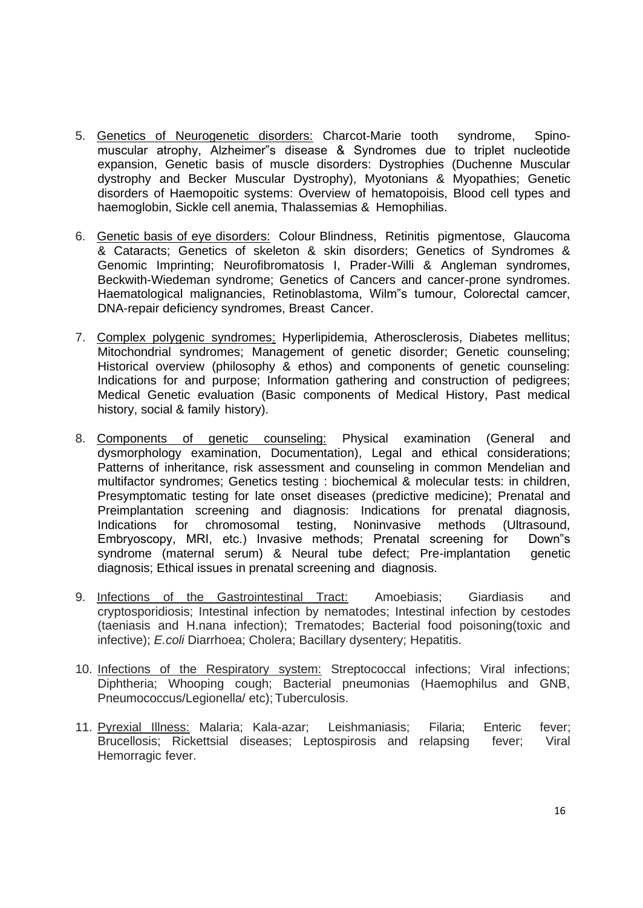5. Genetics of Neurogenetic disorders: Charcot-Marie tooth syndrome, Spino-muscular atrophy, Alzheimer"s disease & Syndromes due to triplet nucleotide expansion, Genetic basis of muscle disorders: Dystrophies (Duchenne Muscular dystrophy and Becker Muscular Dystrophy), Myotonians & Myopathies; Genetic disorders of Haemopoitic systems: Overview of hematopoisis, Blood cell types and haemoglobin, Sickle cell anemia, Thalassemias & Hemophilias.

6. Genetic basis of eye disorders: Colour Blindness, Retinitis pigmentose, Glaucoma & Cataracts; Genetics of skeleton & skin disorders; Genetics of Syndromes & Genomic Imprinting; Neurofibromatosis I, Prader-Willi & Angleman syndromes, Beckwith-Wiedeman syndrome; Genetics of Cancers and cancer-prone syndromes. Haematological malignancies, Retinoblastoma, Wilm"s tumour, Colorectal camcer, DNA-repair deficiency syndromes, Breast Cancer.

7. Complex polygenic syndromes: Hyperlipidemia, Atherosclerosis, Diabetes mellitus; Mitochondrial syndromes; Management of genetic disorder; Genetic counseling; Historical overview (philosophy & ethos) and components of genetic counseling: Indications for and purpose; Information gathering and construction of pedigrees; Medical Genetic evaluation (Basic components of Medical History, Past medical history, social & family history).

8. Components of genetic counseling: Physical examination (General and dysmorphology examination, Documentation), Legal and ethical considerations; Patterns of inheritance, risk assessment and counseling in common Mendelian and multifactor syndromes; Genetics testing : biochemical & molecular tests: in children, Presymptomatic testing for late onset diseases (predictive medicine); Prenatal and Preimplantation screening and diagnosis: Indications for prenatal diagnosis, Indications for chromosomal testing, Noninvasive methods (Ultrasound, Embryoscopy, MRI, etc.) Invasive methods; Prenatal screening for Down"s syndrome (maternal serum) & Neural tube defect; Pre-implantation genetic diagnosis; Ethical issues in prenatal screening and diagnosis.

9. Infections of the Gastrointestinal Tract: Amoebiasis; Giardiasis and cryptosporidiosis; Intestinal infection by nematodes; Intestinal infection by cestodes (taeniasis and H.nana infection); Trematodes; Bacterial food poisoning(toxic and infective); *E.coli* Diarrhoea; Cholera; Bacillary dysentery; Hepatitis.

10. Infections of the Respiratory system: Streptococcal infections; Viral infections; Diphtheria; Whooping cough; Bacterial pneumonias (Haemophilus and GNB, Pneumococcus/Legionella/ etc); Tuberculosis.

11. Pyrexial Illness: Malaria; Kala-azar; Leishmaniasis; Filaria; Enteric fever; Brucellosis; Rickettsial diseases; Leptospirosis and relapsing fever; Viral Hemorragic fever.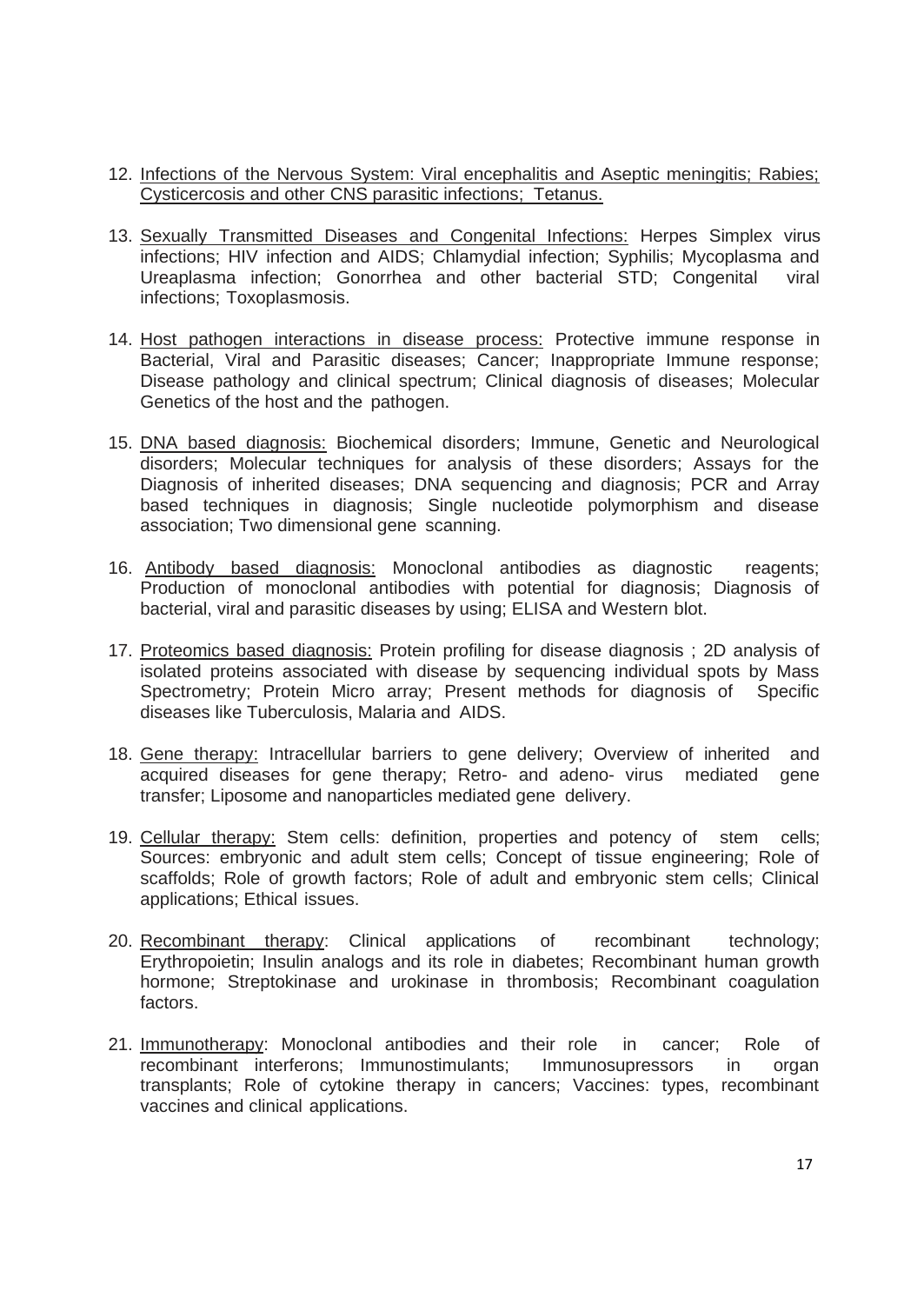12. Infections of the Nervous System: Viral encephalitis and Aseptic meningitis; Rabies; Cysticercosis and other CNS parasitic infections; Tetanus.

13. Sexually Transmitted Diseases and Congenital Infections: Herpes Simplex virus infections; HIV infection and AIDS; Chlamydial infection; Syphilis; Mycoplasma and Ureaplasma infection; Gonorrhea and other bacterial STD; Congenital viral infections; Toxoplasmosis.

14. Host pathogen interactions in disease process: Protective immune response in Bacterial, Viral and Parasitic diseases; Cancer; Inappropriate Immune response; Disease pathology and clinical spectrum; Clinical diagnosis of diseases; Molecular Genetics of the host and the pathogen.

15. DNA based diagnosis: Biochemical disorders; Immune, Genetic and Neurological disorders; Molecular techniques for analysis of these disorders; Assays for the Diagnosis of inherited diseases; DNA sequencing and diagnosis; PCR and Array based techniques in diagnosis; Single nucleotide polymorphism and disease association; Two dimensional gene scanning.

16. Antibody based diagnosis: Monoclonal antibodies as diagnostic reagents; Production of monoclonal antibodies with potential for diagnosis; Diagnosis of bacterial, viral and parasitic diseases by using; ELISA and Western blot.

17. Proteomics based diagnosis: Protein profiling for disease diagnosis ; 2D analysis of isolated proteins associated with disease by sequencing individual spots by Mass Spectrometry; Protein Micro array; Present methods for diagnosis of Specific diseases like Tuberculosis, Malaria and AIDS.

18. Gene therapy: Intracellular barriers to gene delivery; Overview of inherited and acquired diseases for gene therapy; Retro- and adeno- virus mediated gene transfer; Liposome and nanoparticles mediated gene delivery.

19. Cellular therapy: Stem cells: definition, properties and potency of stem cells; Sources: embryonic and adult stem cells; Concept of tissue engineering; Role of scaffolds; Role of growth factors; Role of adult and embryonic stem cells; Clinical applications; Ethical issues.

20. Recombinant therapy: Clinical applications of recombinant technology; Erythropoietin; Insulin analogs and its role in diabetes; Recombinant human growth hormone; Streptokinase and urokinase in thrombosis; Recombinant coagulation factors.

21. Immunotherapy: Monoclonal antibodies and their role in cancer; Role of recombinant interferons; Immunostimulants; Immunosupressors in organ transplants; Role of cytokine therapy in cancers; Vaccines: types, recombinant vaccines and clinical applications.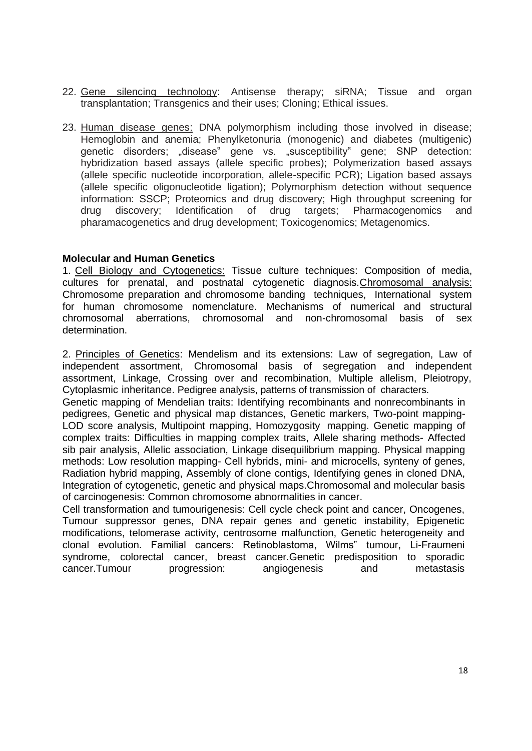22. <u>Gene silencing technology</u>: Antisense therapy; siRNA; Tissue and organ transplantation; Transgenics and their uses; Cloning; Ethical issues.

23. <u>Human disease genes:</u> DNA polymorphism including those involved in disease; Hemoglobin and anemia; Phenylketonuria (monogenic) and diabetes (multigenic) genetic disorders; „disease" gene vs. „susceptibility" gene; SNP detection: hybridization based assays (allele specific probes); Polymerization based assays (allele specific nucleotide incorporation, allele-specific PCR); Ligation based assays (allele specific oligonucleotide ligation); Polymorphism detection without sequence information: SSCP; Proteomics and drug discovery; High throughput screening for drug discovery; Identification of drug targets; Pharmacogenomics and pharamacogenetics and drug development; Toxicogenomics; Metagenomics.

**Molecular and Human Genetics**

1. <u>Cell Biology and Cytogenetics:</u> Tissue culture techniques: Composition of media, cultures for prenatal, and postnatal cytogenetic diagnosis.<u>Chromosomal analysis:</u> Chromosome preparation and chromosome banding techniques, International system for human chromosome nomenclature. Mechanisms of numerical and structural chromosomal aberrations, chromosomal and non-chromosomal basis of sex determination.

2. <u>Principles of Genetics</u>: Mendelism and its extensions: Law of segregation, Law of independent assortment, Chromosomal basis of segregation and independent assortment, Linkage, Crossing over and recombination, Multiple allelism, Pleiotropy, Cytoplasmic inheritance. Pedigree analysis, patterns of transmission of characters.
Genetic mapping of Mendelian traits: Identifying recombinants and nonrecombinants in pedigrees, Genetic and physical map distances, Genetic markers, Two-point mapping-LOD score analysis, Multipoint mapping, Homozygosity mapping. Genetic mapping of complex traits: Difficulties in mapping complex traits, Allele sharing methods- Affected sib pair analysis, Allelic association, Linkage disequilibrium mapping. Physical mapping methods: Low resolution mapping- Cell hybrids, mini- and microcells, synteny of genes, Radiation hybrid mapping, Assembly of clone contigs, Identifying genes in cloned DNA, Integration of cytogenetic, genetic and physical maps.Chromosomal and molecular basis of carcinogenesis: Common chromosome abnormalities in cancer.
Cell transformation and tumourigenesis: Cell cycle check point and cancer, Oncogenes, Tumour suppressor genes, DNA repair genes and genetic instability, Epigenetic modifications, telomerase activity, centrosome malfunction, Genetic heterogeneity and clonal evolution. Familial cancers: Retinoblastoma, Wilms" tumour, Li-Fraumeni syndrome, colorectal cancer, breast cancer.Genetic predisposition to sporadic cancer.Tumour progression: angiogenesis and metastasis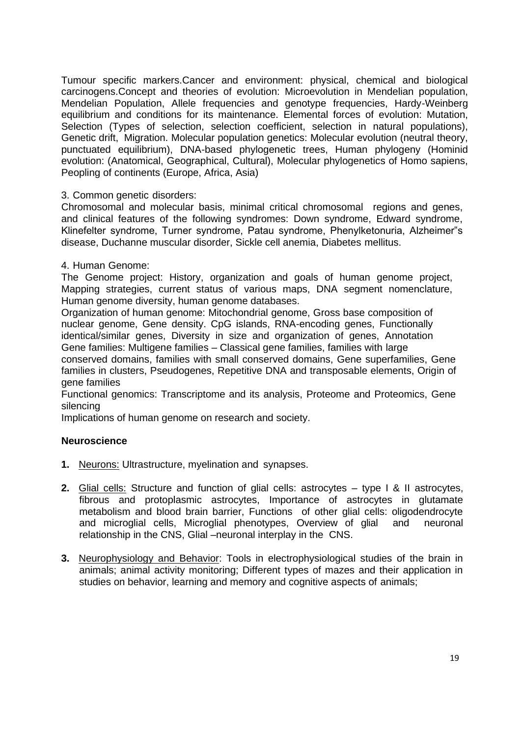Tumour specific markers.Cancer and environment: physical, chemical and biological carcinogens.Concept and theories of evolution: Microevolution in Mendelian population, Mendelian Population, Allele frequencies and genotype frequencies, Hardy-Weinberg equilibrium and conditions for its maintenance. Elemental forces of evolution: Mutation, Selection (Types of selection, selection coefficient, selection in natural populations), Genetic drift, Migration. Molecular population genetics: Molecular evolution (neutral theory, punctuated equilibrium), DNA-based phylogenetic trees, Human phylogeny (Hominid evolution: (Anatomical, Geographical, Cultural), Molecular phylogenetics of Homo sapiens, Peopling of continents (Europe, Africa, Asia)

3. Common genetic disorders:

Chromosomal and molecular basis, minimal critical chromosomal regions and genes, and clinical features of the following syndromes: Down syndrome, Edward syndrome, Klinefelter syndrome, Turner syndrome, Patau syndrome, Phenylketonuria, Alzheimer‟s disease, Duchanne muscular disorder, Sickle cell anemia, Diabetes mellitus.

4. Human Genome:

The Genome project: History, organization and goals of human genome project, Mapping strategies, current status of various maps, DNA segment nomenclature, Human genome diversity, human genome databases.

Organization of human genome: Mitochondrial genome, Gross base composition of nuclear genome, Gene density. CpG islands, RNA-encoding genes, Functionally identical/similar genes, Diversity in size and organization of genes, Annotation Gene families: Multigene families – Classical gene families, families with large conserved domains, families with small conserved domains, Gene superfamilies, Gene families in clusters, Pseudogenes, Repetitive DNA and transposable elements, Origin of gene families

Functional genomics: Transcriptome and its analysis, Proteome and Proteomics, Gene silencing

Implications of human genome on research and society.

**Neuroscience**

1. Neurons: Ultrastructure, myelination and synapses.

2. Glial cells: Structure and function of glial cells: astrocytes – type I & II astrocytes, fibrous and protoplasmic astrocytes, Importance of astrocytes in glutamate metabolism and blood brain barrier, Functions of other glial cells: oligodendrocyte and microglial cells, Microglial phenotypes, Overview of glial and neuronal relationship in the CNS, Glial –neuronal interplay in the CNS.

3. Neurophysiology and Behavior: Tools in electrophysiological studies of the brain in animals; animal activity monitoring; Different types of mazes and their application in studies on behavior, learning and memory and cognitive aspects of animals;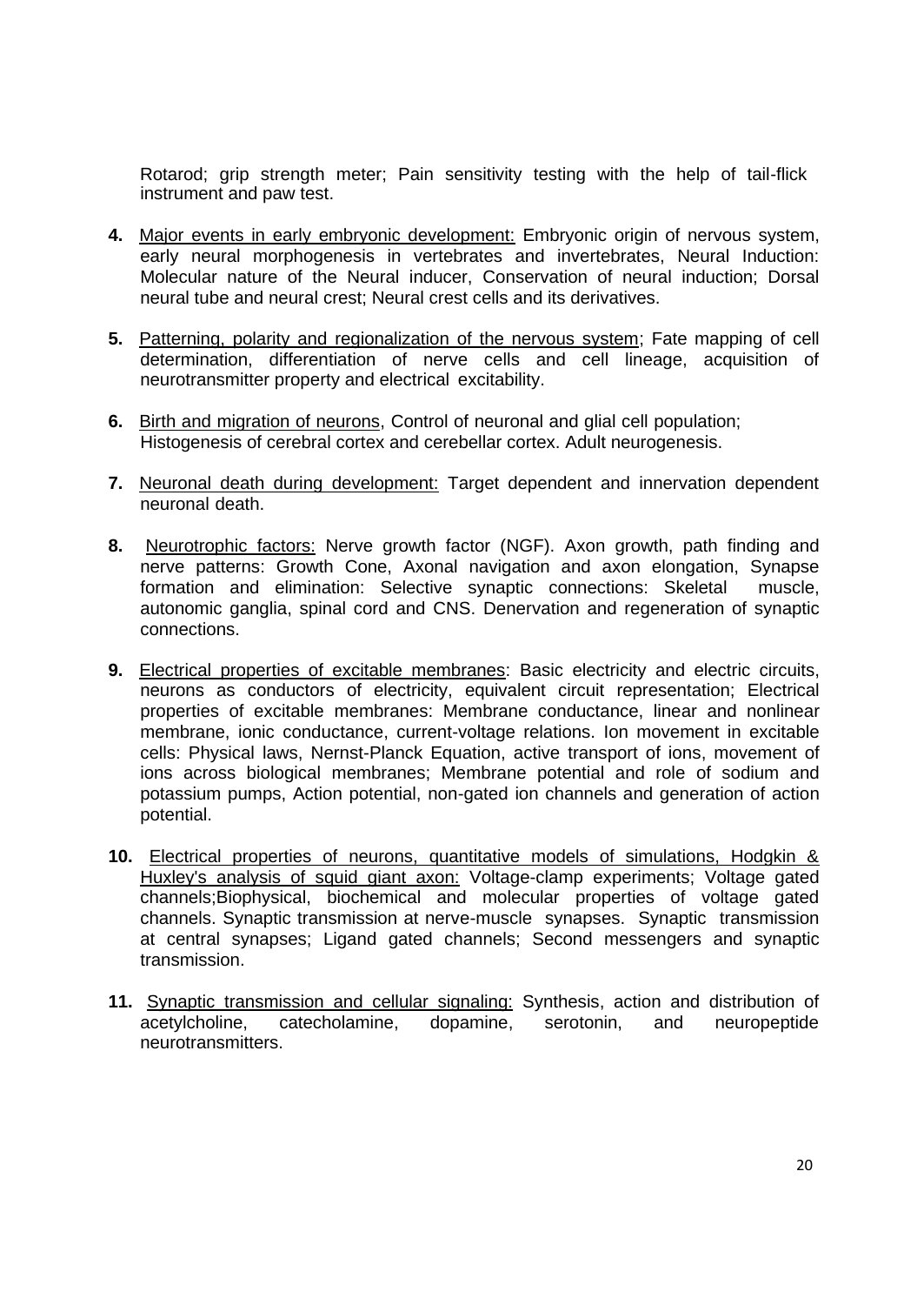Rotarod; grip strength meter; Pain sensitivity testing with the help of tail-flick instrument and paw test.

4. Major events in early embryonic development: Embryonic origin of nervous system, early neural morphogenesis in vertebrates and invertebrates, Neural Induction: Molecular nature of the Neural inducer, Conservation of neural induction; Dorsal neural tube and neural crest; Neural crest cells and its derivatives.

5. Patterning, polarity and regionalization of the nervous system; Fate mapping of cell determination, differentiation of nerve cells and cell lineage, acquisition of neurotransmitter property and electrical excitability.

6. Birth and migration of neurons, Control of neuronal and glial cell population; Histogenesis of cerebral cortex and cerebellar cortex. Adult neurogenesis.

7. Neuronal death during development: Target dependent and innervation dependent neuronal death.

8. Neurotrophic factors: Nerve growth factor (NGF). Axon growth, path finding and nerve patterns: Growth Cone, Axonal navigation and axon elongation, Synapse formation and elimination: Selective synaptic connections: Skeletal muscle, autonomic ganglia, spinal cord and CNS. Denervation and regeneration of synaptic connections.

9. Electrical properties of excitable membranes: Basic electricity and electric circuits, neurons as conductors of electricity, equivalent circuit representation; Electrical properties of excitable membranes: Membrane conductance, linear and nonlinear membrane, ionic conductance, current-voltage relations. Ion movement in excitable cells: Physical laws, Nernst-Planck Equation, active transport of ions, movement of ions across biological membranes; Membrane potential and role of sodium and potassium pumps, Action potential, non-gated ion channels and generation of action potential.

10. Electrical properties of neurons, quantitative models of simulations, Hodgkin & Huxley's analysis of squid giant axon: Voltage-clamp experiments; Voltage gated channels;Biophysical, biochemical and molecular properties of voltage gated channels. Synaptic transmission at nerve-muscle synapses. Synaptic transmission at central synapses; Ligand gated channels; Second messengers and synaptic transmission.

11. Synaptic transmission and cellular signaling: Synthesis, action and distribution of acetylcholine, catecholamine, dopamine, serotonin, and neuropeptide neurotransmitters.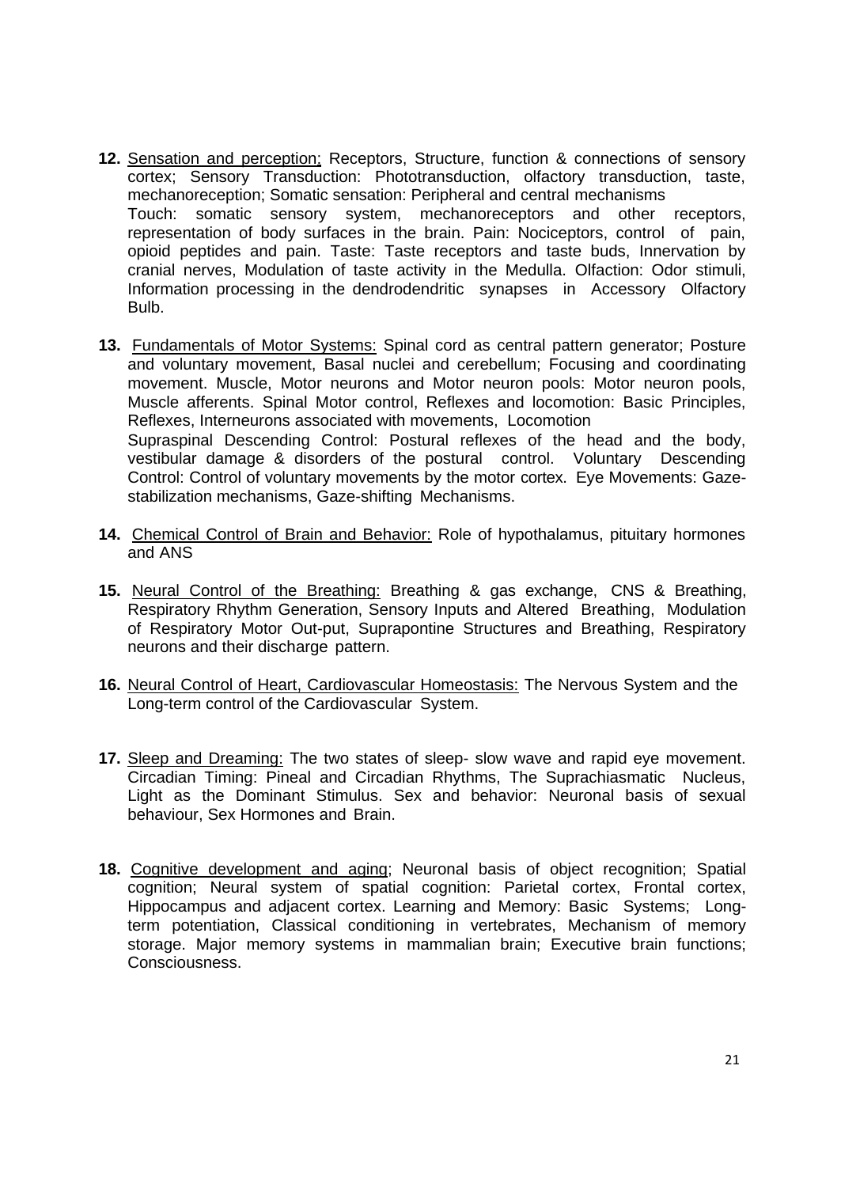12. <u>Sensation and perception;</u> Receptors, Structure, function & connections of sensory cortex; Sensory Transduction: Phototransduction, olfactory transduction, taste, mechanoreception; Somatic sensation: Peripheral and central mechanisms
    Touch: somatic sensory system, mechanoreceptors and other receptors, representation of body surfaces in the brain. Pain: Nociceptors, control of pain, opioid peptides and pain. Taste: Taste receptors and taste buds, Innervation by cranial nerves, Modulation of taste activity in the Medulla. Olfaction: Odor stimuli, Information processing in the dendrodendritic synapses in Accessory Olfactory Bulb.

13. <u>Fundamentals of Motor Systems:</u> Spinal cord as central pattern generator; Posture and voluntary movement, Basal nuclei and cerebellum; Focusing and coordinating movement. Muscle, Motor neurons and Motor neuron pools: Motor neuron pools, Muscle afferents. Spinal Motor control, Reflexes and locomotion: Basic Principles, Reflexes, Interneurons associated with movements, Locomotion
    Supraspinal Descending Control: Postural reflexes of the head and the body, vestibular damage & disorders of the postural control. Voluntary Descending Control: Control of voluntary movements by the motor cortex. Eye Movements: Gaze-stabilization mechanisms, Gaze-shifting Mechanisms.

14. <u>Chemical Control of Brain and Behavior:</u> Role of hypothalamus, pituitary hormones and ANS

15. <u>Neural Control of the Breathing:</u> Breathing & gas exchange, CNS & Breathing, Respiratory Rhythm Generation, Sensory Inputs and Altered Breathing, Modulation of Respiratory Motor Out-put, Suprapontine Structures and Breathing, Respiratory neurons and their discharge pattern.

16. <u>Neural Control of Heart, Cardiovascular Homeostasis:</u> The Nervous System and the Long-term control of the Cardiovascular System.

17. <u>Sleep and Dreaming:</u> The two states of sleep- slow wave and rapid eye movement. Circadian Timing: Pineal and Circadian Rhythms, The Suprachiasmatic Nucleus, Light as the Dominant Stimulus. Sex and behavior: Neuronal basis of sexual behaviour, Sex Hormones and Brain.

18. <u>Cognitive development and aging</u>; Neuronal basis of object recognition; Spatial cognition; Neural system of spatial cognition: Parietal cortex, Frontal cortex, Hippocampus and adjacent cortex. Learning and Memory: Basic Systems; Long-term potentiation, Classical conditioning in vertebrates, Mechanism of memory storage. Major memory systems in mammalian brain; Executive brain functions; Consciousness.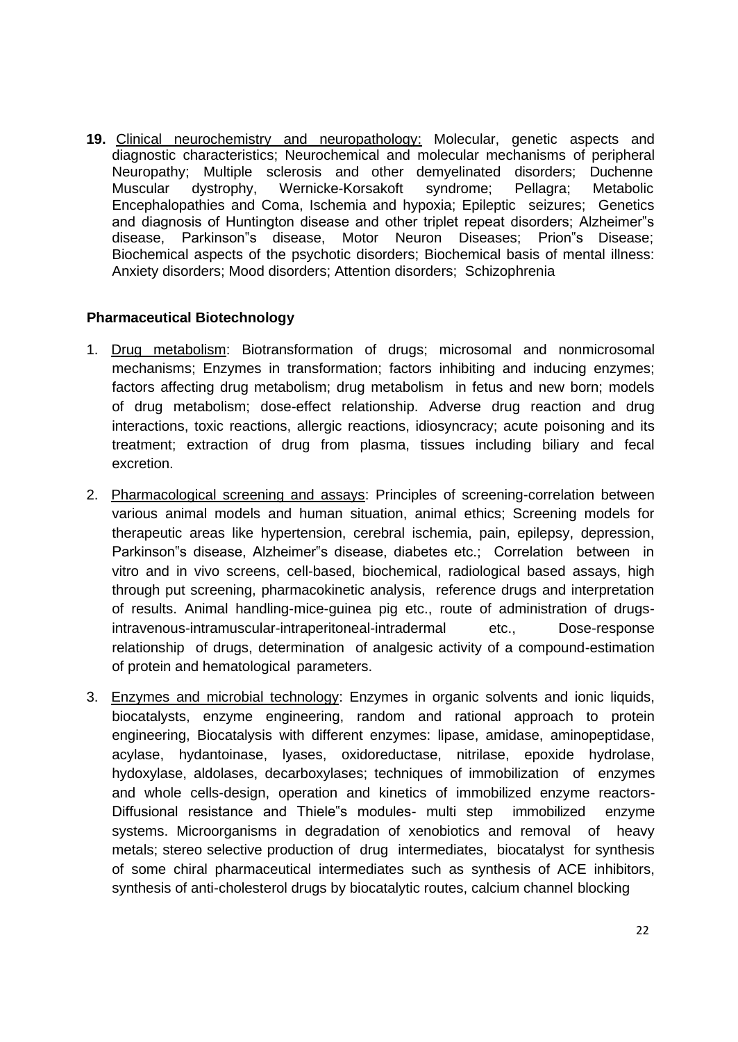**19.** Clinical neurochemistry and neuropathology: Molecular, genetic aspects and diagnostic characteristics; Neurochemical and molecular mechanisms of peripheral Neuropathy; Multiple sclerosis and other demyelinated disorders; Duchenne Muscular dystrophy, Wernicke-Korsakoft syndrome; Pellagra; Metabolic Encephalopathies and Coma, Ischemia and hypoxia; Epileptic seizures; Genetics and diagnosis of Huntington disease and other triplet repeat disorders; Alzheimer‟s disease, Parkinson‟s disease, Motor Neuron Diseases; Prion‟s Disease; Biochemical aspects of the psychotic disorders; Biochemical basis of mental illness: Anxiety disorders; Mood disorders; Attention disorders; Schizophrenia

**Pharmaceutical Biotechnology**

1. Drug metabolism: Biotransformation of drugs; microsomal and nonmicrosomal mechanisms; Enzymes in transformation; factors inhibiting and inducing enzymes; factors affecting drug metabolism; drug metabolism in fetus and new born; models of drug metabolism; dose-effect relationship. Adverse drug reaction and drug interactions, toxic reactions, allergic reactions, idiosyncracy; acute poisoning and its treatment; extraction of drug from plasma, tissues including biliary and fecal excretion.

2. Pharmacological screening and assays: Principles of screening-correlation between various animal models and human situation, animal ethics; Screening models for therapeutic areas like hypertension, cerebral ischemia, pain, epilepsy, depression, Parkinson‟s disease, Alzheimer‟s disease, diabetes etc.; Correlation between in vitro and in vivo screens, cell-based, biochemical, radiological based assays, high through put screening, pharmacokinetic analysis, reference drugs and interpretation of results. Animal handling-mice-guinea pig etc., route of administration of drugs-intravenous-intramuscular-intraperitoneal-intradermal etc., Dose-response relationship of drugs, determination of analgesic activity of a compound-estimation of protein and hematological parameters.

3. Enzymes and microbial technology: Enzymes in organic solvents and ionic liquids, biocatalysts, enzyme engineering, random and rational approach to protein engineering, Biocatalysis with different enzymes: lipase, amidase, aminopeptidase, acylase, hydantoinase, lyases, oxidoreductase, nitrilase, epoxide hydrolase, hydoxylase, aldolases, decarboxylases; techniques of immobilization of enzymes and whole cells-design, operation and kinetics of immobilized enzyme reactors-Diffusional resistance and Thiele‟s modules- multi step immobilized enzyme systems. Microorganisms in degradation of xenobiotics and removal of heavy metals; stereo selective production of drug intermediates, biocatalyst for synthesis of some chiral pharmaceutical intermediates such as synthesis of ACE inhibitors, synthesis of anti-cholesterol drugs by biocatalytic routes, calcium channel blocking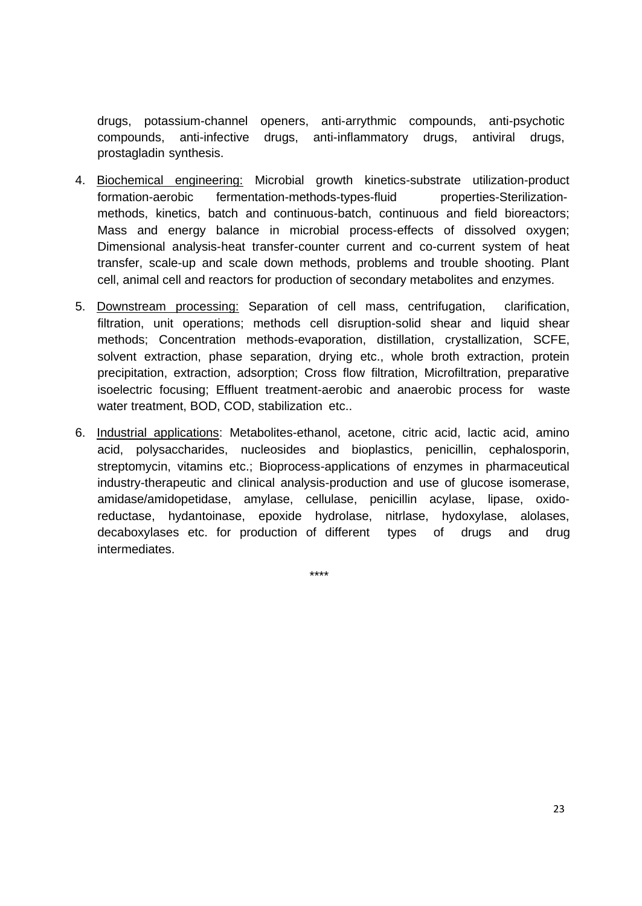drugs, potassium-channel openers, anti-arrythmic compounds, anti-psychotic compounds, anti-infective drugs, anti-inflammatory drugs, antiviral drugs, prostagladin synthesis.

4. <u>Biochemical engineering:</u> Microbial growth kinetics-substrate utilization-product formation-aerobic fermentation-methods-types-fluid properties-Sterilization-methods, kinetics, batch and continuous-batch, continuous and field bioreactors; Mass and energy balance in microbial process-effects of dissolved oxygen; Dimensional analysis-heat transfer-counter current and co-current system of heat transfer, scale-up and scale down methods, problems and trouble shooting. Plant cell, animal cell and reactors for production of secondary metabolites and enzymes.

5. <u>Downstream processing:</u> Separation of cell mass, centrifugation, clarification, filtration, unit operations; methods cell disruption-solid shear and liquid shear methods; Concentration methods-evaporation, distillation, crystallization, SCFE, solvent extraction, phase separation, drying etc., whole broth extraction, protein precipitation, extraction, adsorption; Cross flow filtration, Microfiltration, preparative isoelectric focusing; Effluent treatment-aerobic and anaerobic process for waste water treatment, BOD, COD, stabilization etc..

6. <u>Industrial applications</u>: Metabolites-ethanol, acetone, citric acid, lactic acid, amino acid, polysaccharides, nucleosides and bioplastics, penicillin, cephalosporin, streptomycin, vitamins etc.; Bioprocess-applications of enzymes in pharmaceutical industry-therapeutic and clinical analysis-production and use of glucose isomerase, amidase/amidopetidase, amylase, cellulase, penicillin acylase, lipase, oxido-reductase, hydantoinase, epoxide hydrolase, nitrlase, hydoxylase, alolases, decaboxylases etc. for production of different types of drugs and drug intermediates.

****